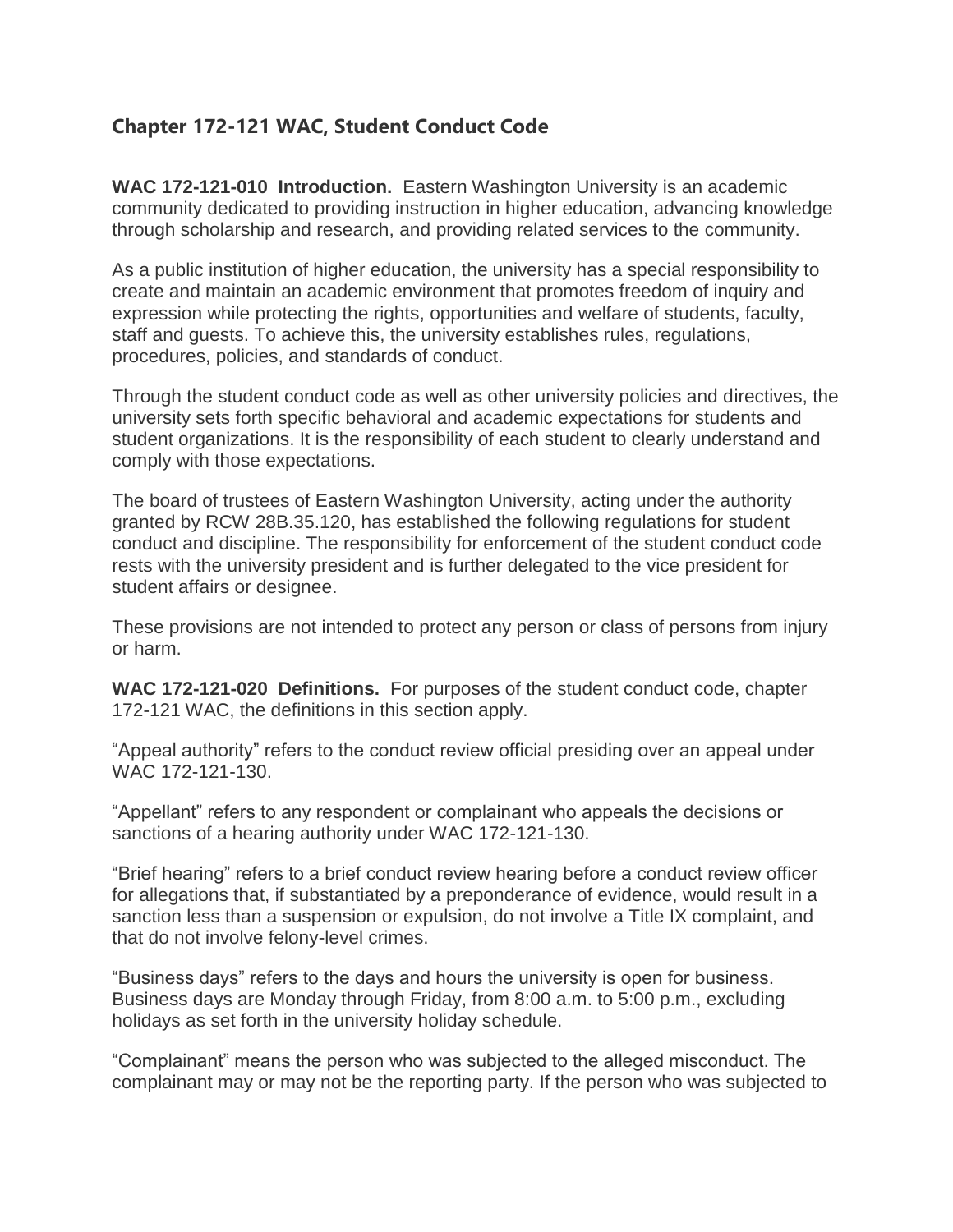## Chapter 172-121 WAC, Student Conduct Code

**WAC 172-121-010 Introduction.** Eastern Washington University is an academic community dedicated to providing instruction in higher education, advancing knowledge through scholarship and research, and providing related services to the community.

As a public institution of higher education, the university has a special responsibility to create and maintain an academic environment that promotes freedom of inquiry and expression while protecting the rights, opportunities and welfare of students, faculty, staff and guests. To achieve this, the university establishes rules, regulations, procedures, policies, and standards of conduct.

Through the student conduct code as well as other university policies and directives, the university sets forth specific behavioral and academic expectations for students and student organizations. It is the responsibility of each student to clearly understand and comply with those expectations.

The board of trustees of Eastern Washington University, acting under the authority granted by RCW 28B.35.120, has established the following regulations for student conduct and discipline. The responsibility for enforcement of the student conduct code rests with the university president and is further delegated to the vice president for student affairs or designee.

These provisions are not intended to protect any person or class of persons from injury or harm.

**WAC 172-121-020 Definitions.** For purposes of the student conduct code, chapter 172-121 WAC, the definitions in this section apply.

"Appeal authority" refers to the conduct review official presiding over an appeal under WAC 172-121-130.

"Appellant" refers to any respondent or complainant who appeals the decisions or sanctions of a hearing authority under WAC 172-121-130.

"Brief hearing" refers to a brief conduct review hearing before a conduct review officer for allegations that, if substantiated by a preponderance of evidence, would result in a sanction less than a suspension or expulsion, do not involve a Title IX complaint, and that do not involve felony-level crimes.

"Business days" refers to the days and hours the university is open for business. Business days are Monday through Friday, from 8:00 a.m. to 5:00 p.m., excluding holidays as set forth in the university holiday schedule.

"Complainant" means the person who was subjected to the alleged misconduct. The complainant may or may not be the reporting party. If the person who was subjected to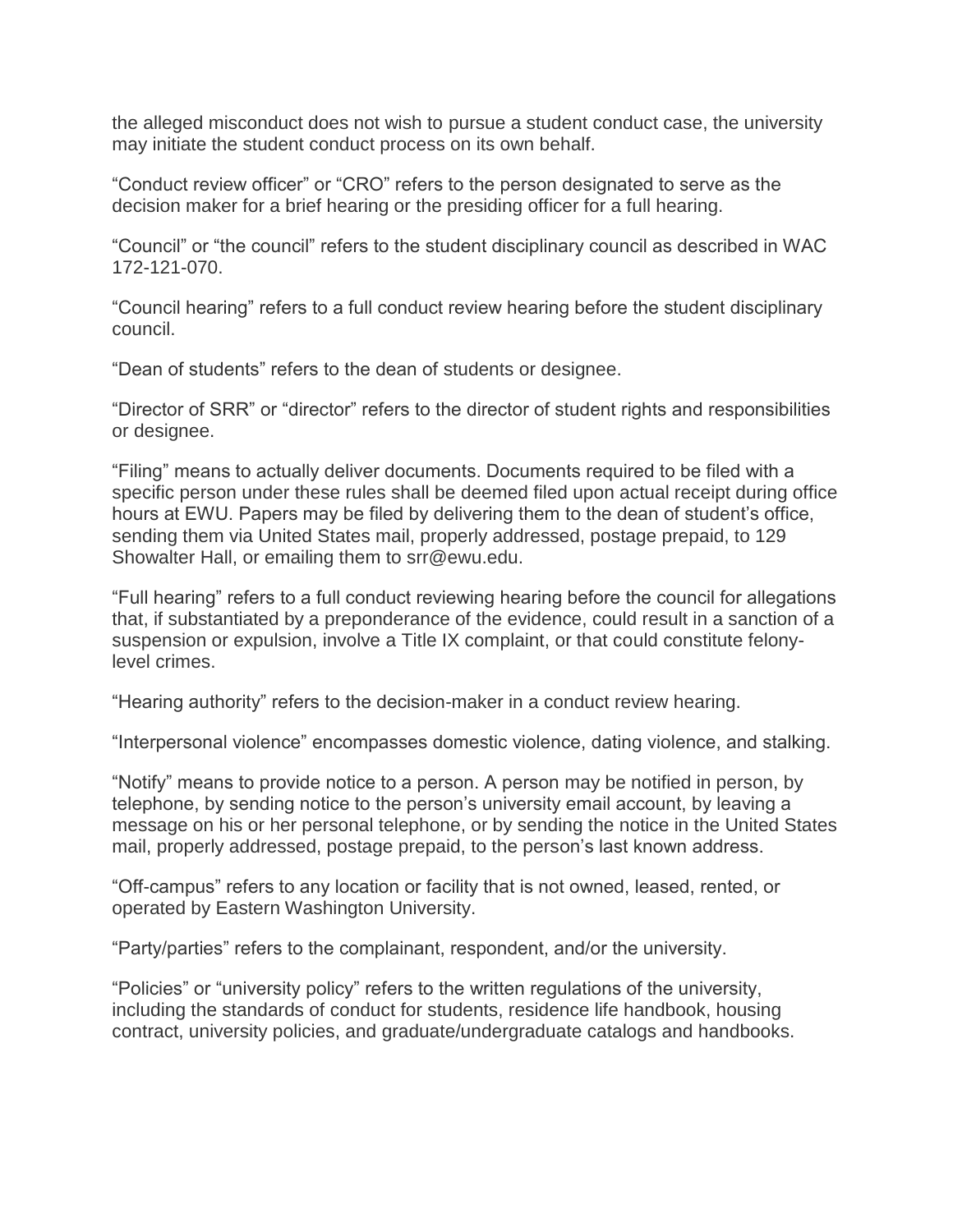the alleged misconduct does not wish to pursue a student conduct case, the university may initiate the student conduct process on its own behalf.

“Conduct review officer” or “CRO” refers to the person designated to serve as the decision maker for a brief hearing or the presiding officer for a full hearing.

“Council” or “the council” refers to the student disciplinary council as described in WAC 172-121-070.

“Council hearing” refers to a full conduct review hearing before the student disciplinary council.

“Dean of students” refers to the dean of students or designee.

“Director of SRR” or “director” refers to the director of student rights and responsibilities or designee.

“Filing” means to actually deliver documents. Documents required to be filed with a specific person under these rules shall be deemed filed upon actual receipt during office hours at EWU. Papers may be filed by delivering them to the dean of student’s office, sending them via United States mail, properly addressed, postage prepaid, to 129 Showalter Hall, or emailing them to srr@ewu.edu.

“Full hearing” refers to a full conduct reviewing hearing before the council for allegations that, if substantiated by a preponderance of the evidence, could result in a sanction of a suspension or expulsion, involve a Title IX complaint, or that could constitute felony-level crimes.

“Hearing authority” refers to the decision-maker in a conduct review hearing.

“Interpersonal violence” encompasses domestic violence, dating violence, and stalking.

“Notify” means to provide notice to a person. A person may be notified in person, by telephone, by sending notice to the person’s university email account, by leaving a message on his or her personal telephone, or by sending the notice in the United States mail, properly addressed, postage prepaid, to the person’s last known address.

“Off-campus” refers to any location or facility that is not owned, leased, rented, or operated by Eastern Washington University.

“Party/parties” refers to the complainant, respondent, and/or the university.

“Policies” or “university policy” refers to the written regulations of the university, including the standards of conduct for students, residence life handbook, housing contract, university policies, and graduate/undergraduate catalogs and handbooks.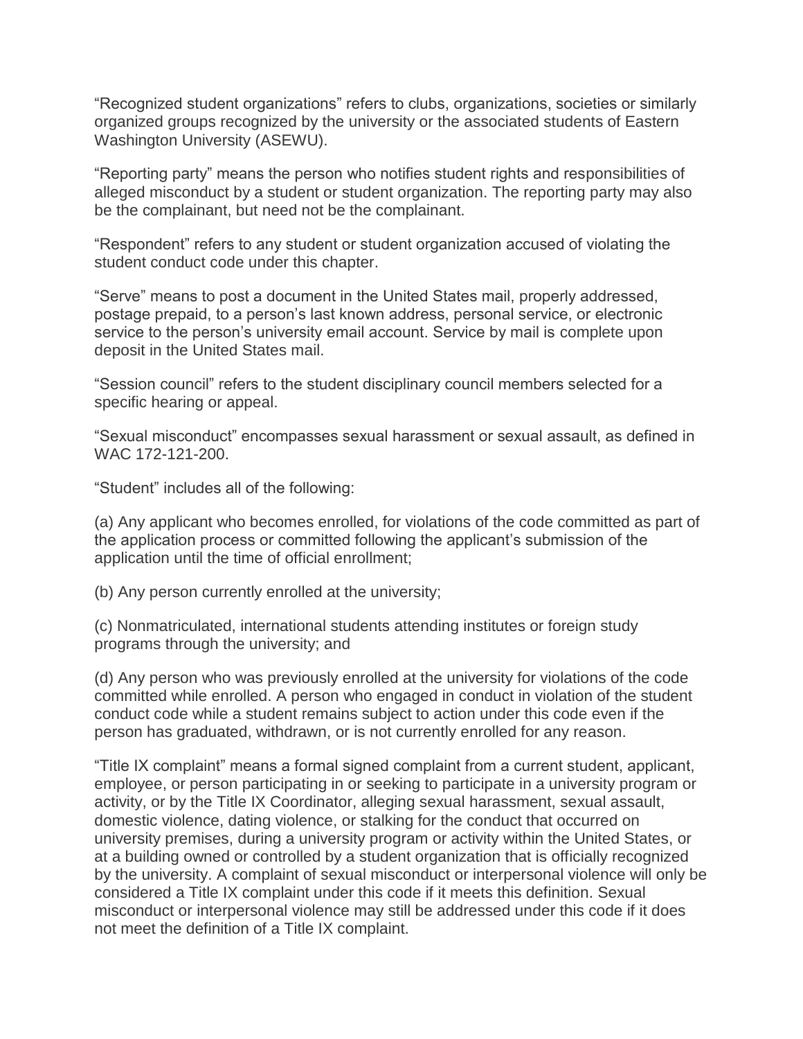"Recognized student organizations" refers to clubs, organizations, societies or similarly organized groups recognized by the university or the associated students of Eastern Washington University (ASEWU).

"Reporting party" means the person who notifies student rights and responsibilities of alleged misconduct by a student or student organization. The reporting party may also be the complainant, but need not be the complainant.

"Respondent" refers to any student or student organization accused of violating the student conduct code under this chapter.

"Serve" means to post a document in the United States mail, properly addressed, postage prepaid, to a person's last known address, personal service, or electronic service to the person's university email account. Service by mail is complete upon deposit in the United States mail.

"Session council" refers to the student disciplinary council members selected for a specific hearing or appeal.

"Sexual misconduct" encompasses sexual harassment or sexual assault, as defined in WAC 172-121-200.

"Student" includes all of the following:

(a) Any applicant who becomes enrolled, for violations of the code committed as part of the application process or committed following the applicant's submission of the application until the time of official enrollment;

(b) Any person currently enrolled at the university;

(c) Nonmatriculated, international students attending institutes or foreign study programs through the university; and

(d) Any person who was previously enrolled at the university for violations of the code committed while enrolled. A person who engaged in conduct in violation of the student conduct code while a student remains subject to action under this code even if the person has graduated, withdrawn, or is not currently enrolled for any reason.

"Title IX complaint" means a formal signed complaint from a current student, applicant, employee, or person participating in or seeking to participate in a university program or activity, or by the Title IX Coordinator, alleging sexual harassment, sexual assault, domestic violence, dating violence, or stalking for the conduct that occurred on university premises, during a university program or activity within the United States, or at a building owned or controlled by a student organization that is officially recognized by the university. A complaint of sexual misconduct or interpersonal violence will only be considered a Title IX complaint under this code if it meets this definition. Sexual misconduct or interpersonal violence may still be addressed under this code if it does not meet the definition of a Title IX complaint.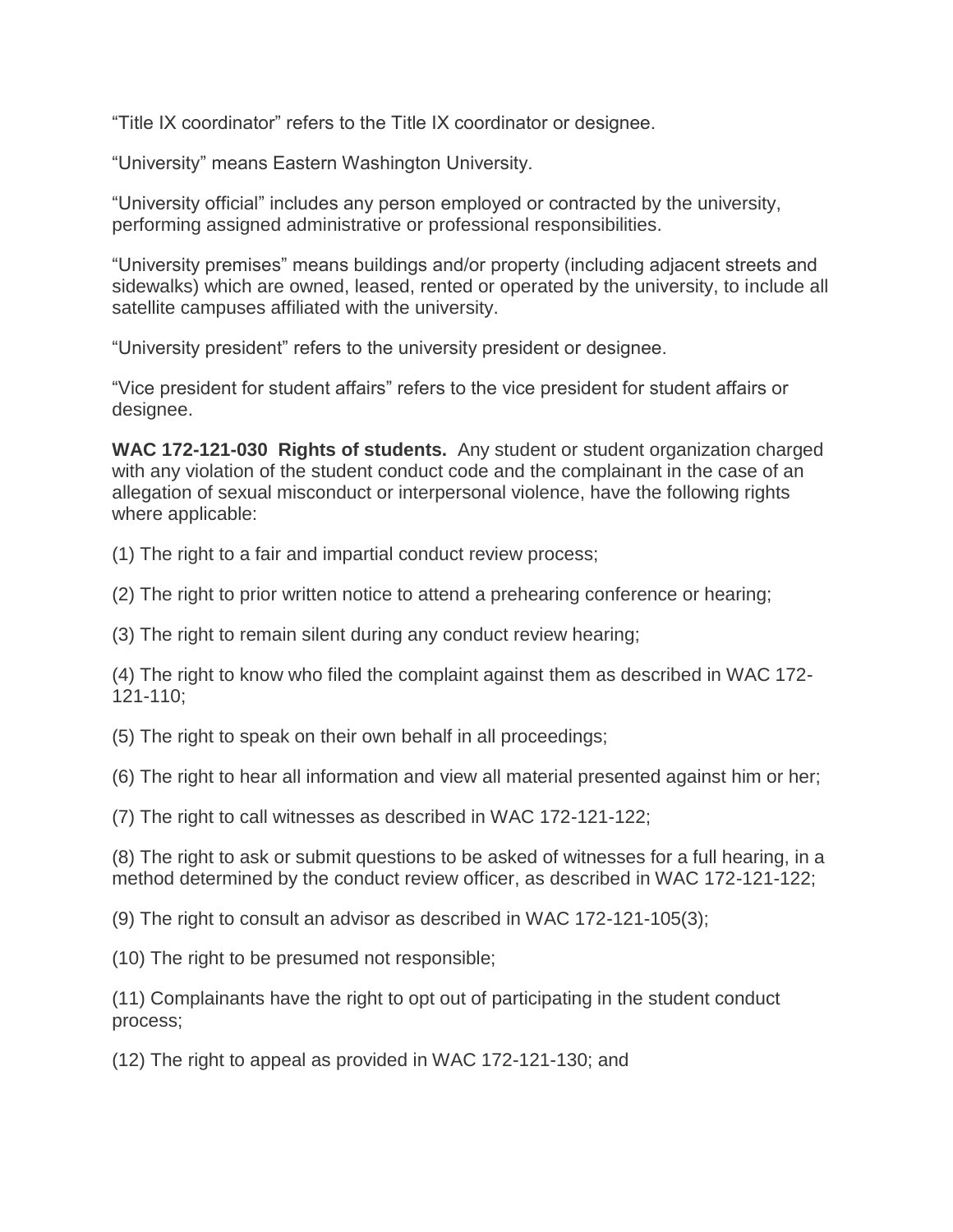“Title IX coordinator” refers to the Title IX coordinator or designee.

“University” means Eastern Washington University.

“University official” includes any person employed or contracted by the university, performing assigned administrative or professional responsibilities.

“University premises” means buildings and/or property (including adjacent streets and sidewalks) which are owned, leased, rented or operated by the university, to include all satellite campuses affiliated with the university.

“University president” refers to the university president or designee.

“Vice president for student affairs” refers to the vice president for student affairs or designee.

**WAC 172-121-030 Rights of students.** Any student or student organization charged with any violation of the student conduct code and the complainant in the case of an allegation of sexual misconduct or interpersonal violence, have the following rights where applicable:

(1) The right to a fair and impartial conduct review process;

(2) The right to prior written notice to attend a prehearing conference or hearing;

(3) The right to remain silent during any conduct review hearing;

(4) The right to know who filed the complaint against them as described in WAC 172-121-110;

(5) The right to speak on their own behalf in all proceedings;

(6) The right to hear all information and view all material presented against him or her;

(7) The right to call witnesses as described in WAC 172-121-122;

(8) The right to ask or submit questions to be asked of witnesses for a full hearing, in a method determined by the conduct review officer, as described in WAC 172-121-122;

(9) The right to consult an advisor as described in WAC 172-121-105(3);

(10) The right to be presumed not responsible;

(11) Complainants have the right to opt out of participating in the student conduct process;

(12) The right to appeal as provided in WAC 172-121-130; and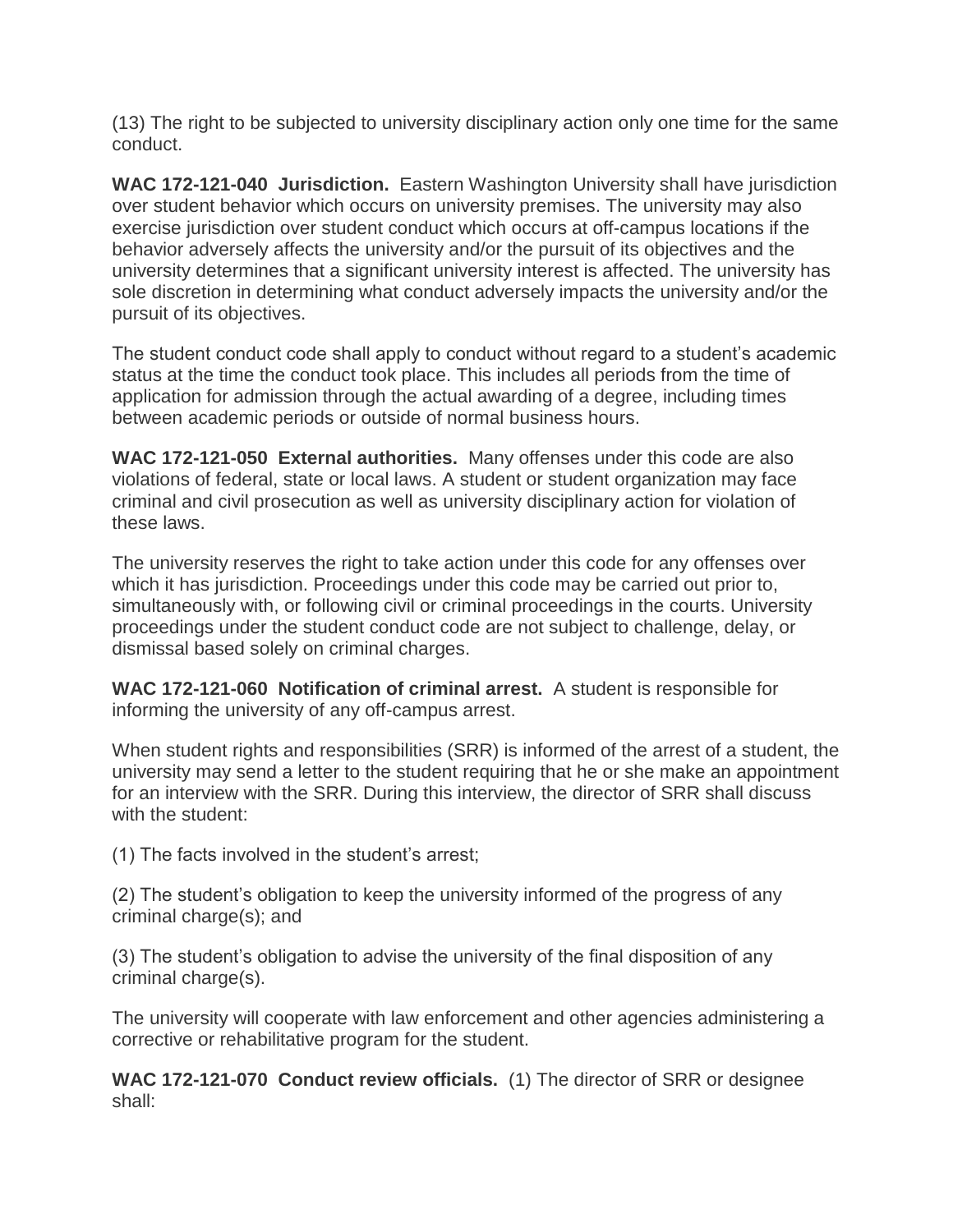(13) The right to be subjected to university disciplinary action only one time for the same conduct.

**WAC 172-121-040 Jurisdiction.** Eastern Washington University shall have jurisdiction over student behavior which occurs on university premises. The university may also exercise jurisdiction over student conduct which occurs at off-campus locations if the behavior adversely affects the university and/or the pursuit of its objectives and the university determines that a significant university interest is affected. The university has sole discretion in determining what conduct adversely impacts the university and/or the pursuit of its objectives.

The student conduct code shall apply to conduct without regard to a student's academic status at the time the conduct took place. This includes all periods from the time of application for admission through the actual awarding of a degree, including times between academic periods or outside of normal business hours.

**WAC 172-121-050 External authorities.** Many offenses under this code are also violations of federal, state or local laws. A student or student organization may face criminal and civil prosecution as well as university disciplinary action for violation of these laws.

The university reserves the right to take action under this code for any offenses over which it has jurisdiction. Proceedings under this code may be carried out prior to, simultaneously with, or following civil or criminal proceedings in the courts. University proceedings under the student conduct code are not subject to challenge, delay, or dismissal based solely on criminal charges.

**WAC 172-121-060 Notification of criminal arrest.** A student is responsible for informing the university of any off-campus arrest.

When student rights and responsibilities (SRR) is informed of the arrest of a student, the university may send a letter to the student requiring that he or she make an appointment for an interview with the SRR. During this interview, the director of SRR shall discuss with the student:

(1) The facts involved in the student's arrest;

(2) The student's obligation to keep the university informed of the progress of any criminal charge(s); and

(3) The student's obligation to advise the university of the final disposition of any criminal charge(s).

The university will cooperate with law enforcement and other agencies administering a corrective or rehabilitative program for the student.

**WAC 172-121-070 Conduct review officials.** (1) The director of SRR or designee shall: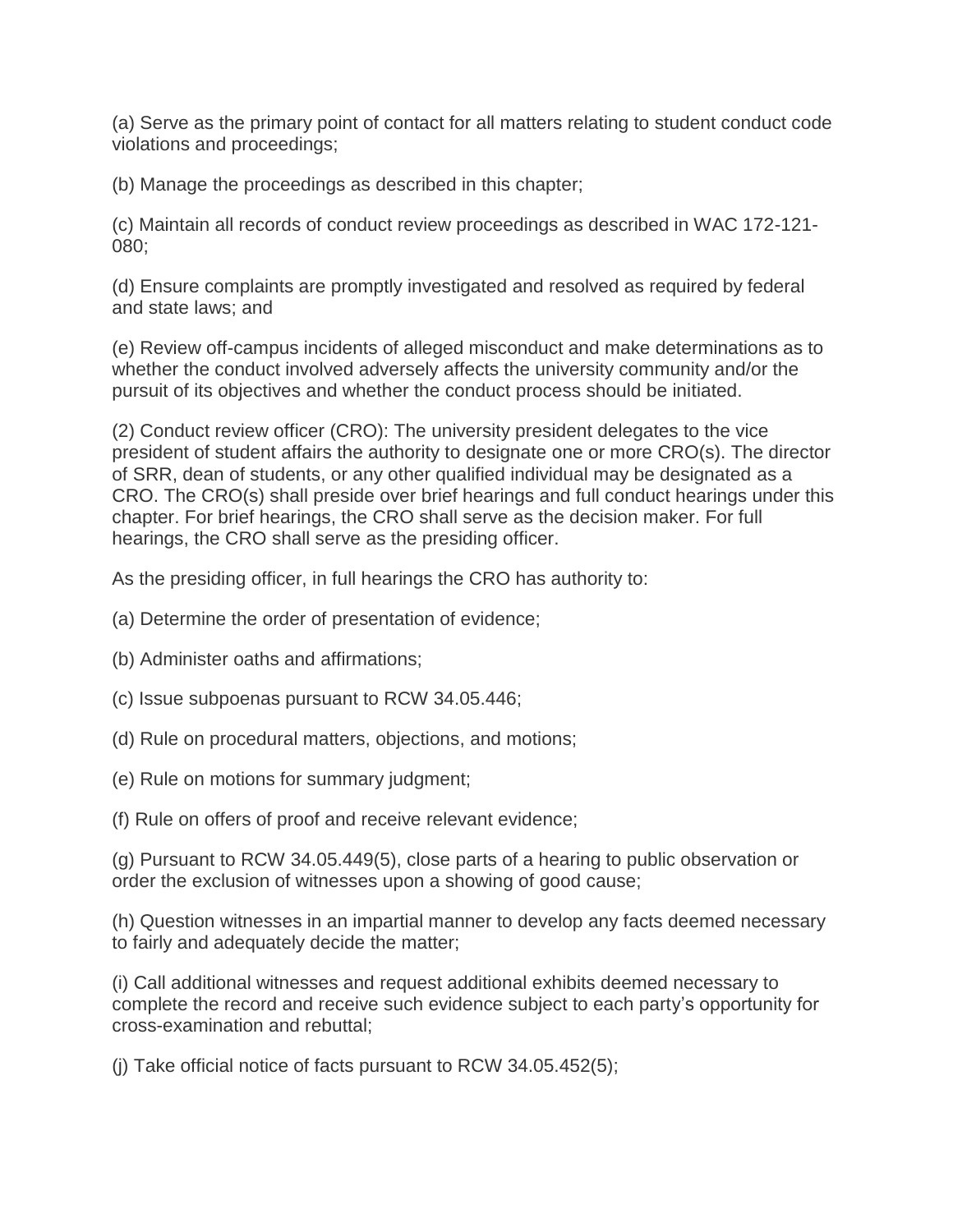(a) Serve as the primary point of contact for all matters relating to student conduct code violations and proceedings;

(b) Manage the proceedings as described in this chapter;

(c) Maintain all records of conduct review proceedings as described in WAC 172-121-080;

(d) Ensure complaints are promptly investigated and resolved as required by federal and state laws; and

(e) Review off-campus incidents of alleged misconduct and make determinations as to whether the conduct involved adversely affects the university community and/or the pursuit of its objectives and whether the conduct process should be initiated.

(2) Conduct review officer (CRO): The university president delegates to the vice president of student affairs the authority to designate one or more CRO(s). The director of SRR, dean of students, or any other qualified individual may be designated as a CRO. The CRO(s) shall preside over brief hearings and full conduct hearings under this chapter. For brief hearings, the CRO shall serve as the decision maker. For full hearings, the CRO shall serve as the presiding officer.

As the presiding officer, in full hearings the CRO has authority to:

(a) Determine the order of presentation of evidence;

(b) Administer oaths and affirmations;

(c) Issue subpoenas pursuant to RCW 34.05.446;

(d) Rule on procedural matters, objections, and motions;

(e) Rule on motions for summary judgment;

(f) Rule on offers of proof and receive relevant evidence;

(g) Pursuant to RCW 34.05.449(5), close parts of a hearing to public observation or order the exclusion of witnesses upon a showing of good cause;

(h) Question witnesses in an impartial manner to develop any facts deemed necessary to fairly and adequately decide the matter;

(i) Call additional witnesses and request additional exhibits deemed necessary to complete the record and receive such evidence subject to each party's opportunity for cross-examination and rebuttal;

(j) Take official notice of facts pursuant to RCW 34.05.452(5);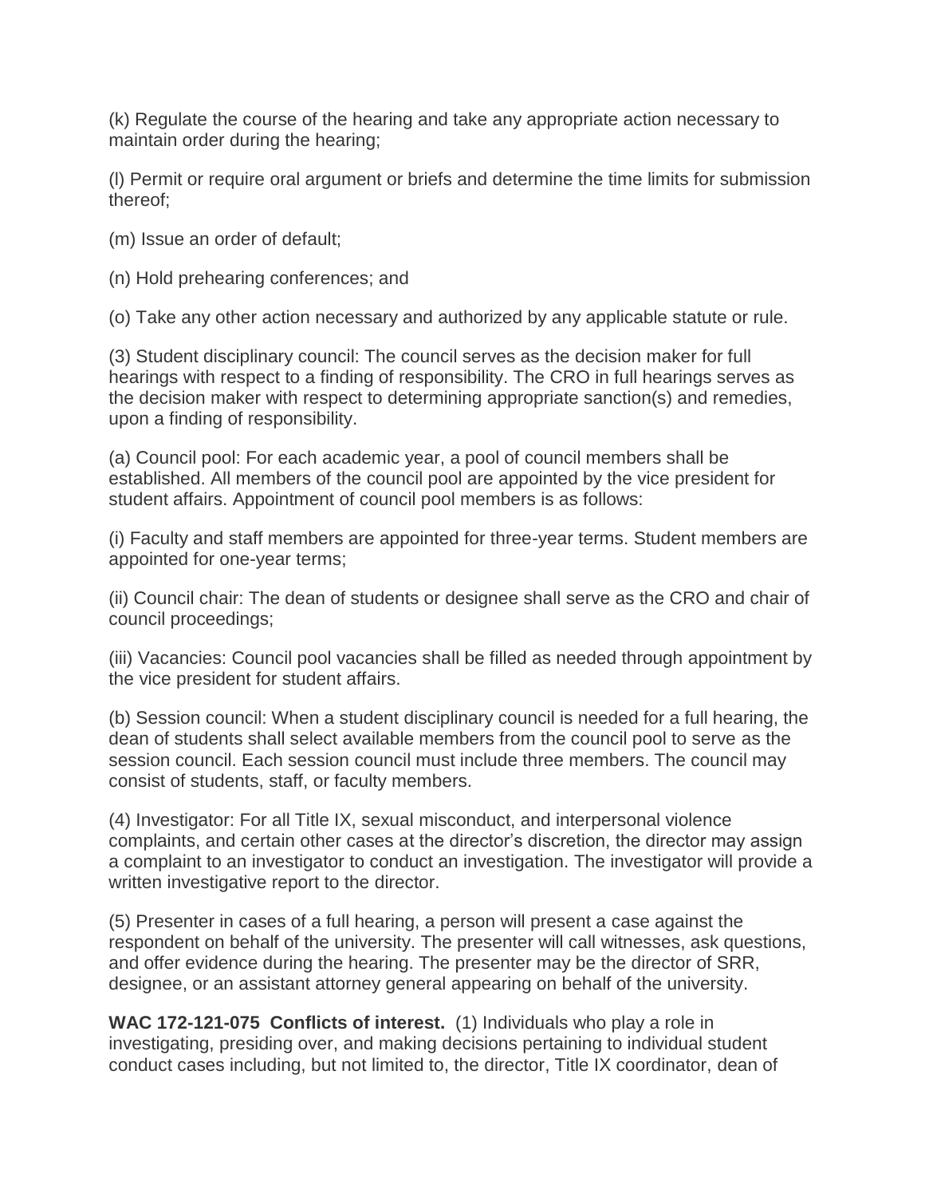(k) Regulate the course of the hearing and take any appropriate action necessary to maintain order during the hearing;

(l) Permit or require oral argument or briefs and determine the time limits for submission thereof;

(m) Issue an order of default;

(n) Hold prehearing conferences; and

(o) Take any other action necessary and authorized by any applicable statute or rule.

(3) Student disciplinary council: The council serves as the decision maker for full hearings with respect to a finding of responsibility. The CRO in full hearings serves as the decision maker with respect to determining appropriate sanction(s) and remedies, upon a finding of responsibility.

(a) Council pool: For each academic year, a pool of council members shall be established. All members of the council pool are appointed by the vice president for student affairs. Appointment of council pool members is as follows:

(i) Faculty and staff members are appointed for three-year terms. Student members are appointed for one-year terms;

(ii) Council chair: The dean of students or designee shall serve as the CRO and chair of council proceedings;

(iii) Vacancies: Council pool vacancies shall be filled as needed through appointment by the vice president for student affairs.

(b) Session council: When a student disciplinary council is needed for a full hearing, the dean of students shall select available members from the council pool to serve as the session council. Each session council must include three members. The council may consist of students, staff, or faculty members.

(4) Investigator: For all Title IX, sexual misconduct, and interpersonal violence complaints, and certain other cases at the director's discretion, the director may assign a complaint to an investigator to conduct an investigation. The investigator will provide a written investigative report to the director.

(5) Presenter in cases of a full hearing, a person will present a case against the respondent on behalf of the university. The presenter will call witnesses, ask questions, and offer evidence during the hearing. The presenter may be the director of SRR, designee, or an assistant attorney general appearing on behalf of the university.

**WAC 172-121-075 Conflicts of interest.** (1) Individuals who play a role in investigating, presiding over, and making decisions pertaining to individual student conduct cases including, but not limited to, the director, Title IX coordinator, dean of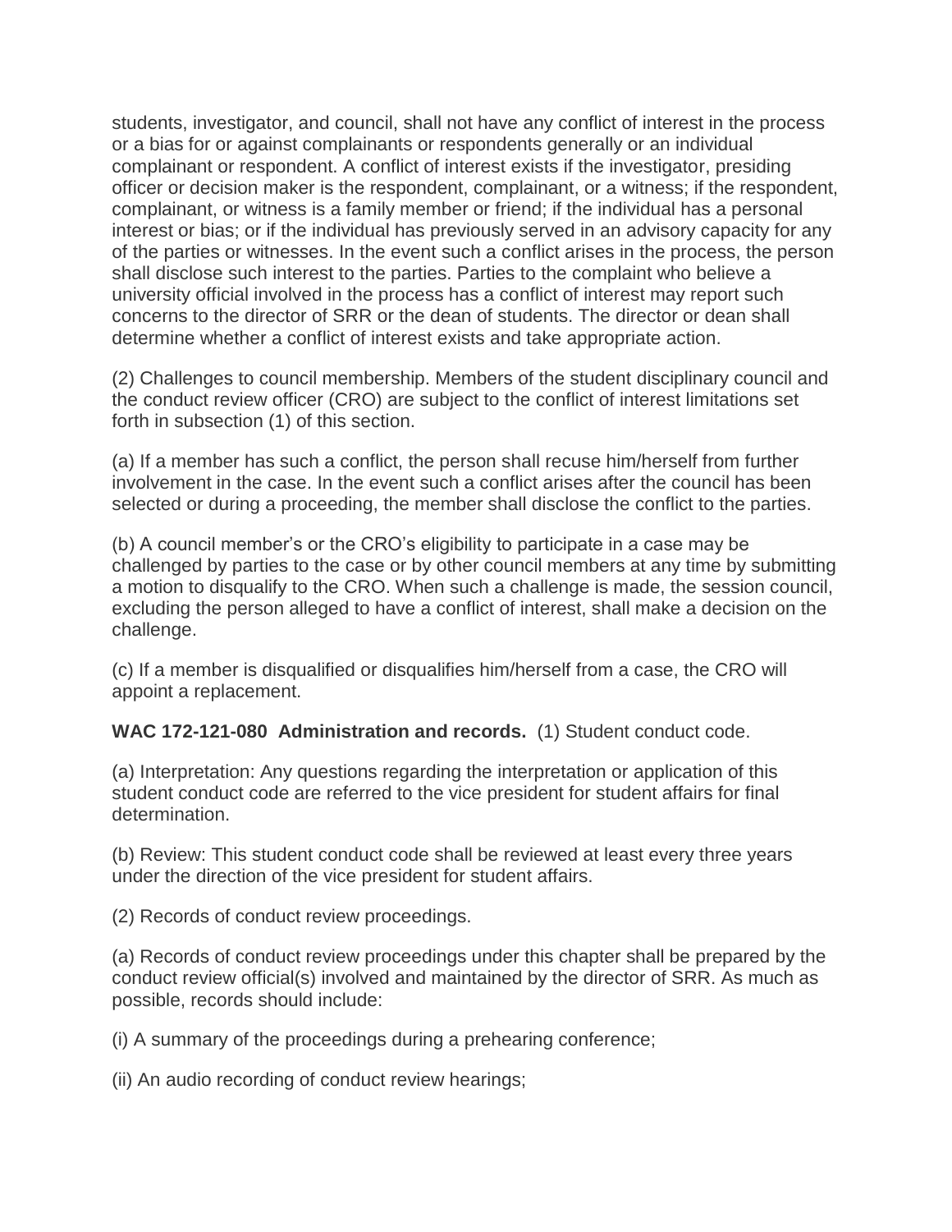students, investigator, and council, shall not have any conflict of interest in the process or a bias for or against complainants or respondents generally or an individual complainant or respondent. A conflict of interest exists if the investigator, presiding officer or decision maker is the respondent, complainant, or a witness; if the respondent, complainant, or witness is a family member or friend; if the individual has a personal interest or bias; or if the individual has previously served in an advisory capacity for any of the parties or witnesses. In the event such a conflict arises in the process, the person shall disclose such interest to the parties. Parties to the complaint who believe a university official involved in the process has a conflict of interest may report such concerns to the director of SRR or the dean of students. The director or dean shall determine whether a conflict of interest exists and take appropriate action.

(2) Challenges to council membership. Members of the student disciplinary council and the conduct review officer (CRO) are subject to the conflict of interest limitations set forth in subsection (1) of this section.

(a) If a member has such a conflict, the person shall recuse him/herself from further involvement in the case. In the event such a conflict arises after the council has been selected or during a proceeding, the member shall disclose the conflict to the parties.

(b) A council member's or the CRO's eligibility to participate in a case may be challenged by parties to the case or by other council members at any time by submitting a motion to disqualify to the CRO. When such a challenge is made, the session council, excluding the person alleged to have a conflict of interest, shall make a decision on the challenge.

(c) If a member is disqualified or disqualifies him/herself from a case, the CRO will appoint a replacement.

**WAC 172-121-080 Administration and records.** (1) Student conduct code.

(a) Interpretation: Any questions regarding the interpretation or application of this student conduct code are referred to the vice president for student affairs for final determination.

(b) Review: This student conduct code shall be reviewed at least every three years under the direction of the vice president for student affairs.

(2) Records of conduct review proceedings.

(a) Records of conduct review proceedings under this chapter shall be prepared by the conduct review official(s) involved and maintained by the director of SRR. As much as possible, records should include:

(i) A summary of the proceedings during a prehearing conference;

(ii) An audio recording of conduct review hearings;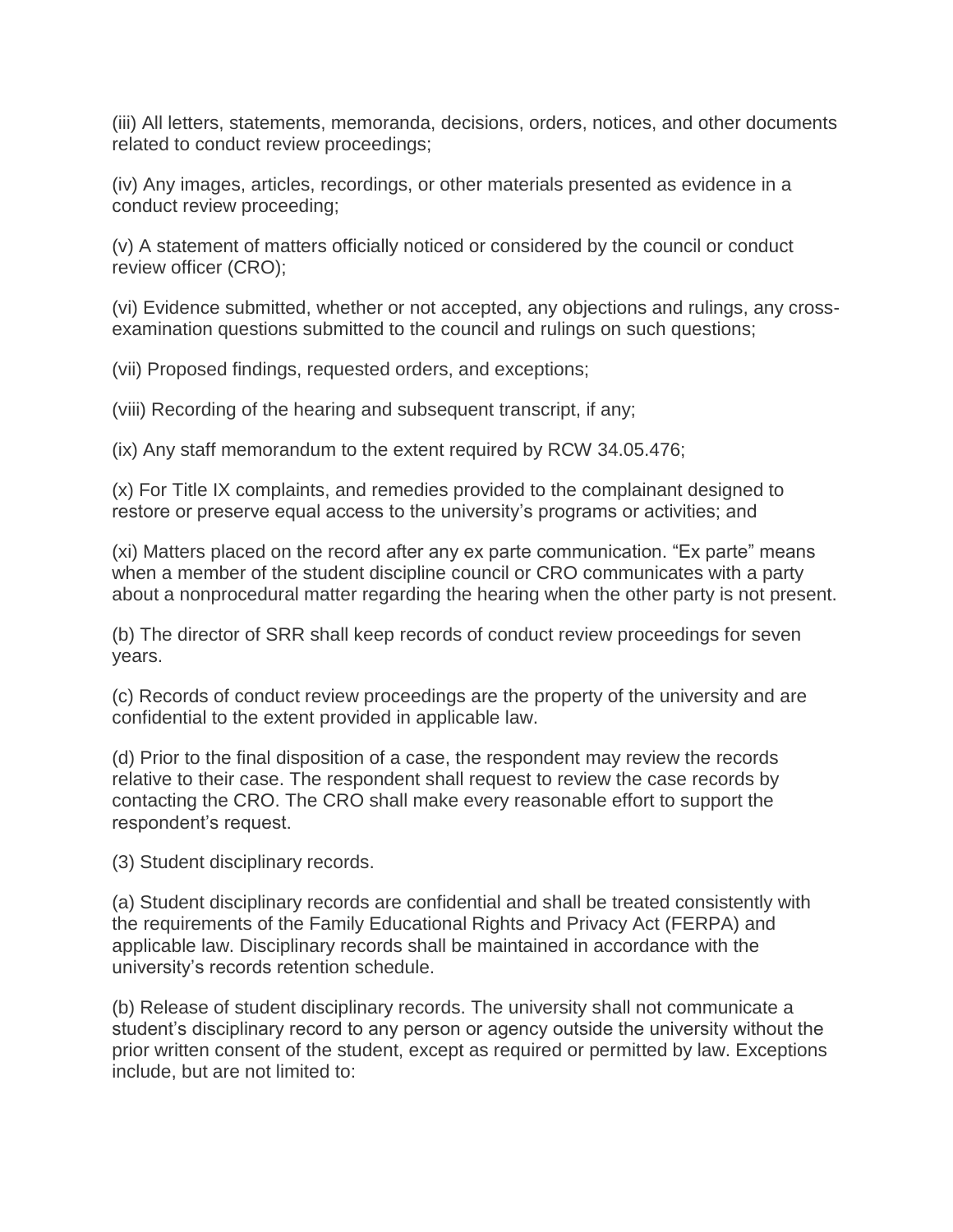(iii) All letters, statements, memoranda, decisions, orders, notices, and other documents related to conduct review proceedings;

(iv) Any images, articles, recordings, or other materials presented as evidence in a conduct review proceeding;

(v) A statement of matters officially noticed or considered by the council or conduct review officer (CRO);

(vi) Evidence submitted, whether or not accepted, any objections and rulings, any cross-examination questions submitted to the council and rulings on such questions;

(vii) Proposed findings, requested orders, and exceptions;

(viii) Recording of the hearing and subsequent transcript, if any;

(ix) Any staff memorandum to the extent required by RCW 34.05.476;

(x) For Title IX complaints, and remedies provided to the complainant designed to restore or preserve equal access to the university's programs or activities; and

(xi) Matters placed on the record after any ex parte communication. "Ex parte" means when a member of the student discipline council or CRO communicates with a party about a nonprocedural matter regarding the hearing when the other party is not present.

(b) The director of SRR shall keep records of conduct review proceedings for seven years.

(c) Records of conduct review proceedings are the property of the university and are confidential to the extent provided in applicable law.

(d) Prior to the final disposition of a case, the respondent may review the records relative to their case. The respondent shall request to review the case records by contacting the CRO. The CRO shall make every reasonable effort to support the respondent's request.

(3) Student disciplinary records.

(a) Student disciplinary records are confidential and shall be treated consistently with the requirements of the Family Educational Rights and Privacy Act (FERPA) and applicable law. Disciplinary records shall be maintained in accordance with the university's records retention schedule.

(b) Release of student disciplinary records. The university shall not communicate a student's disciplinary record to any person or agency outside the university without the prior written consent of the student, except as required or permitted by law. Exceptions include, but are not limited to: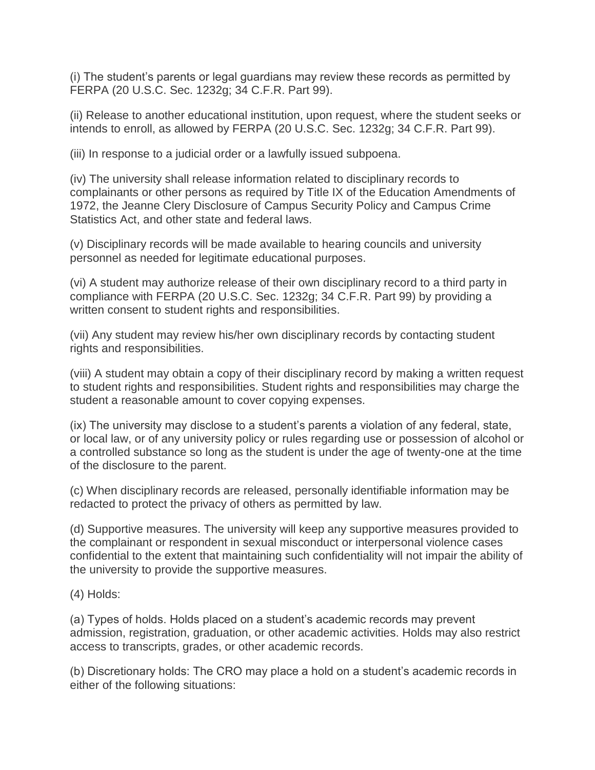(i) The student's parents or legal guardians may review these records as permitted by FERPA (20 U.S.C. Sec. 1232g; 34 C.F.R. Part 99).

(ii) Release to another educational institution, upon request, where the student seeks or intends to enroll, as allowed by FERPA (20 U.S.C. Sec. 1232g; 34 C.F.R. Part 99).

(iii) In response to a judicial order or a lawfully issued subpoena.

(iv) The university shall release information related to disciplinary records to complainants or other persons as required by Title IX of the Education Amendments of 1972, the Jeanne Clery Disclosure of Campus Security Policy and Campus Crime Statistics Act, and other state and federal laws.

(v) Disciplinary records will be made available to hearing councils and university personnel as needed for legitimate educational purposes.

(vi) A student may authorize release of their own disciplinary record to a third party in compliance with FERPA (20 U.S.C. Sec. 1232g; 34 C.F.R. Part 99) by providing a written consent to student rights and responsibilities.

(vii) Any student may review his/her own disciplinary records by contacting student rights and responsibilities.

(viii) A student may obtain a copy of their disciplinary record by making a written request to student rights and responsibilities. Student rights and responsibilities may charge the student a reasonable amount to cover copying expenses.

(ix) The university may disclose to a student's parents a violation of any federal, state, or local law, or of any university policy or rules regarding use or possession of alcohol or a controlled substance so long as the student is under the age of twenty-one at the time of the disclosure to the parent.

(c) When disciplinary records are released, personally identifiable information may be redacted to protect the privacy of others as permitted by law.

(d) Supportive measures. The university will keep any supportive measures provided to the complainant or respondent in sexual misconduct or interpersonal violence cases confidential to the extent that maintaining such confidentiality will not impair the ability of the university to provide the supportive measures.

(4) Holds:

(a) Types of holds. Holds placed on a student's academic records may prevent admission, registration, graduation, or other academic activities. Holds may also restrict access to transcripts, grades, or other academic records.

(b) Discretionary holds: The CRO may place a hold on a student's academic records in either of the following situations: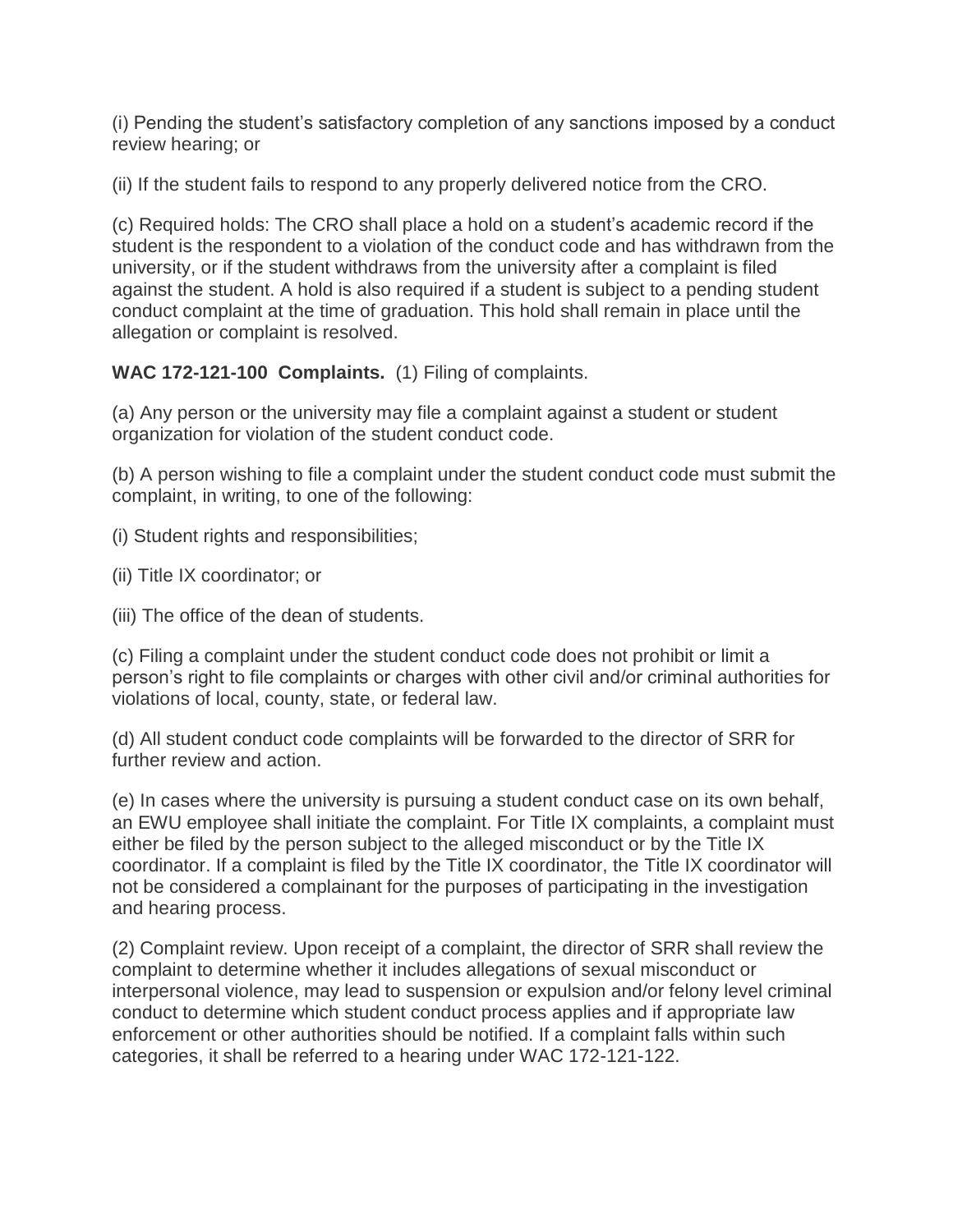(i) Pending the student's satisfactory completion of any sanctions imposed by a conduct review hearing; or

(ii) If the student fails to respond to any properly delivered notice from the CRO.

(c) Required holds: The CRO shall place a hold on a student's academic record if the student is the respondent to a violation of the conduct code and has withdrawn from the university, or if the student withdraws from the university after a complaint is filed against the student. A hold is also required if a student is subject to a pending student conduct complaint at the time of graduation. This hold shall remain in place until the allegation or complaint is resolved.

**WAC 172-121-100 Complaints.** (1) Filing of complaints.

(a) Any person or the university may file a complaint against a student or student organization for violation of the student conduct code.

(b) A person wishing to file a complaint under the student conduct code must submit the complaint, in writing, to one of the following:

(i) Student rights and responsibilities;

(ii) Title IX coordinator; or

(iii) The office of the dean of students.

(c) Filing a complaint under the student conduct code does not prohibit or limit a person's right to file complaints or charges with other civil and/or criminal authorities for violations of local, county, state, or federal law.

(d) All student conduct code complaints will be forwarded to the director of SRR for further review and action.

(e) In cases where the university is pursuing a student conduct case on its own behalf, an EWU employee shall initiate the complaint. For Title IX complaints, a complaint must either be filed by the person subject to the alleged misconduct or by the Title IX coordinator. If a complaint is filed by the Title IX coordinator, the Title IX coordinator will not be considered a complainant for the purposes of participating in the investigation and hearing process.

(2) Complaint review. Upon receipt of a complaint, the director of SRR shall review the complaint to determine whether it includes allegations of sexual misconduct or interpersonal violence, may lead to suspension or expulsion and/or felony level criminal conduct to determine which student conduct process applies and if appropriate law enforcement or other authorities should be notified. If a complaint falls within such categories, it shall be referred to a hearing under WAC 172-121-122.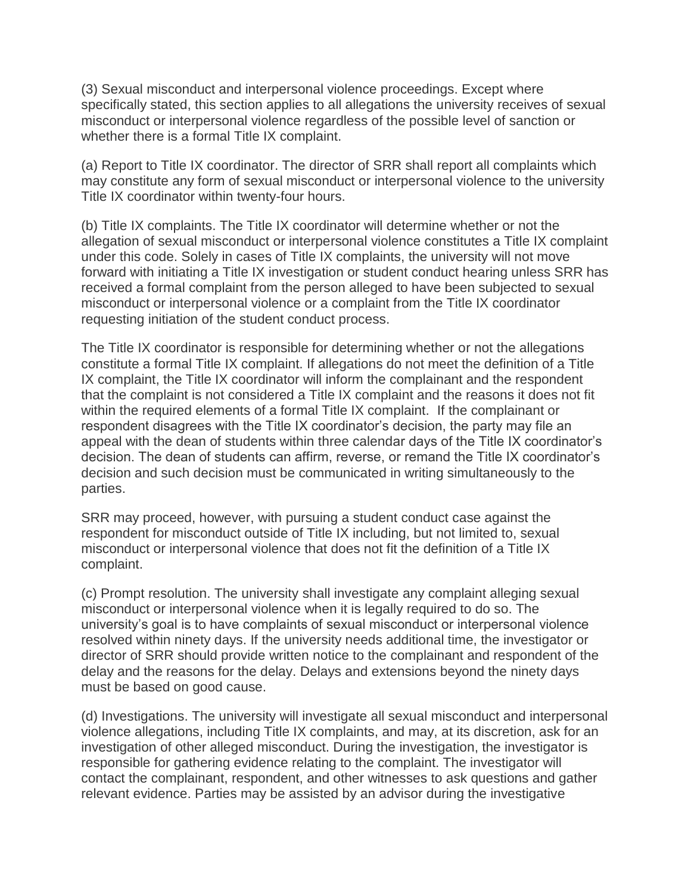(3) Sexual misconduct and interpersonal violence proceedings. Except where specifically stated, this section applies to all allegations the university receives of sexual misconduct or interpersonal violence regardless of the possible level of sanction or whether there is a formal Title IX complaint.

(a) Report to Title IX coordinator. The director of SRR shall report all complaints which may constitute any form of sexual misconduct or interpersonal violence to the university Title IX coordinator within twenty-four hours.

(b) Title IX complaints. The Title IX coordinator will determine whether or not the allegation of sexual misconduct or interpersonal violence constitutes a Title IX complaint under this code. Solely in cases of Title IX complaints, the university will not move forward with initiating a Title IX investigation or student conduct hearing unless SRR has received a formal complaint from the person alleged to have been subjected to sexual misconduct or interpersonal violence or a complaint from the Title IX coordinator requesting initiation of the student conduct process.

The Title IX coordinator is responsible for determining whether or not the allegations constitute a formal Title IX complaint. If allegations do not meet the definition of a Title IX complaint, the Title IX coordinator will inform the complainant and the respondent that the complaint is not considered a Title IX complaint and the reasons it does not fit within the required elements of a formal Title IX complaint. If the complainant or respondent disagrees with the Title IX coordinator's decision, the party may file an appeal with the dean of students within three calendar days of the Title IX coordinator's decision. The dean of students can affirm, reverse, or remand the Title IX coordinator's decision and such decision must be communicated in writing simultaneously to the parties.

SRR may proceed, however, with pursuing a student conduct case against the respondent for misconduct outside of Title IX including, but not limited to, sexual misconduct or interpersonal violence that does not fit the definition of a Title IX complaint.

(c) Prompt resolution. The university shall investigate any complaint alleging sexual misconduct or interpersonal violence when it is legally required to do so. The university's goal is to have complaints of sexual misconduct or interpersonal violence resolved within ninety days. If the university needs additional time, the investigator or director of SRR should provide written notice to the complainant and respondent of the delay and the reasons for the delay. Delays and extensions beyond the ninety days must be based on good cause.

(d) Investigations. The university will investigate all sexual misconduct and interpersonal violence allegations, including Title IX complaints, and may, at its discretion, ask for an investigation of other alleged misconduct. During the investigation, the investigator is responsible for gathering evidence relating to the complaint. The investigator will contact the complainant, respondent, and other witnesses to ask questions and gather relevant evidence. Parties may be assisted by an advisor during the investigative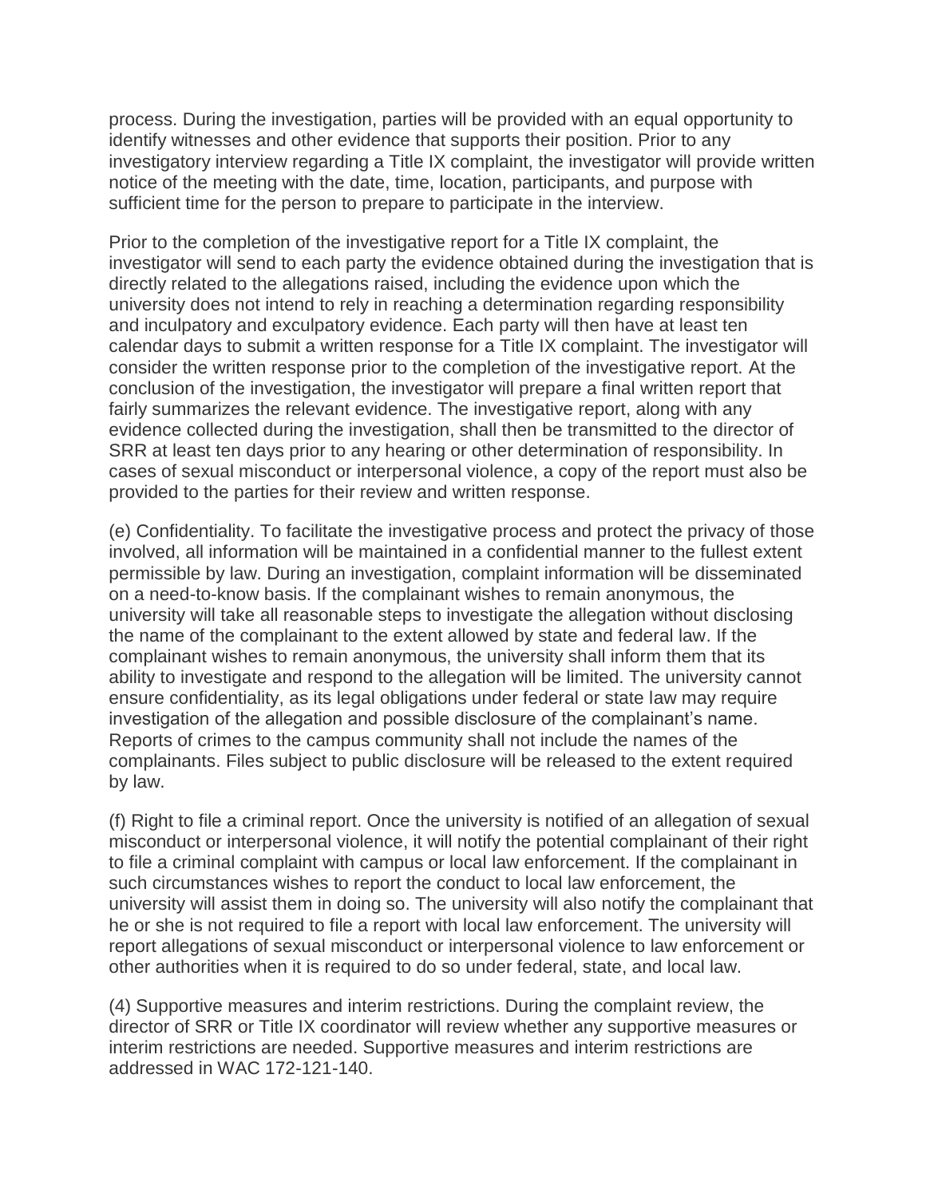process. During the investigation, parties will be provided with an equal opportunity to identify witnesses and other evidence that supports their position. Prior to any investigatory interview regarding a Title IX complaint, the investigator will provide written notice of the meeting with the date, time, location, participants, and purpose with sufficient time for the person to prepare to participate in the interview.

Prior to the completion of the investigative report for a Title IX complaint, the investigator will send to each party the evidence obtained during the investigation that is directly related to the allegations raised, including the evidence upon which the university does not intend to rely in reaching a determination regarding responsibility and inculpatory and exculpatory evidence. Each party will then have at least ten calendar days to submit a written response for a Title IX complaint. The investigator will consider the written response prior to the completion of the investigative report. At the conclusion of the investigation, the investigator will prepare a final written report that fairly summarizes the relevant evidence. The investigative report, along with any evidence collected during the investigation, shall then be transmitted to the director of SRR at least ten days prior to any hearing or other determination of responsibility. In cases of sexual misconduct or interpersonal violence, a copy of the report must also be provided to the parties for their review and written response.

(e) Confidentiality. To facilitate the investigative process and protect the privacy of those involved, all information will be maintained in a confidential manner to the fullest extent permissible by law. During an investigation, complaint information will be disseminated on a need-to-know basis. If the complainant wishes to remain anonymous, the university will take all reasonable steps to investigate the allegation without disclosing the name of the complainant to the extent allowed by state and federal law. If the complainant wishes to remain anonymous, the university shall inform them that its ability to investigate and respond to the allegation will be limited. The university cannot ensure confidentiality, as its legal obligations under federal or state law may require investigation of the allegation and possible disclosure of the complainant's name. Reports of crimes to the campus community shall not include the names of the complainants. Files subject to public disclosure will be released to the extent required by law.

(f) Right to file a criminal report. Once the university is notified of an allegation of sexual misconduct or interpersonal violence, it will notify the potential complainant of their right to file a criminal complaint with campus or local law enforcement. If the complainant in such circumstances wishes to report the conduct to local law enforcement, the university will assist them in doing so. The university will also notify the complainant that he or she is not required to file a report with local law enforcement. The university will report allegations of sexual misconduct or interpersonal violence to law enforcement or other authorities when it is required to do so under federal, state, and local law.

(4) Supportive measures and interim restrictions. During the complaint review, the director of SRR or Title IX coordinator will review whether any supportive measures or interim restrictions are needed. Supportive measures and interim restrictions are addressed in WAC 172-121-140.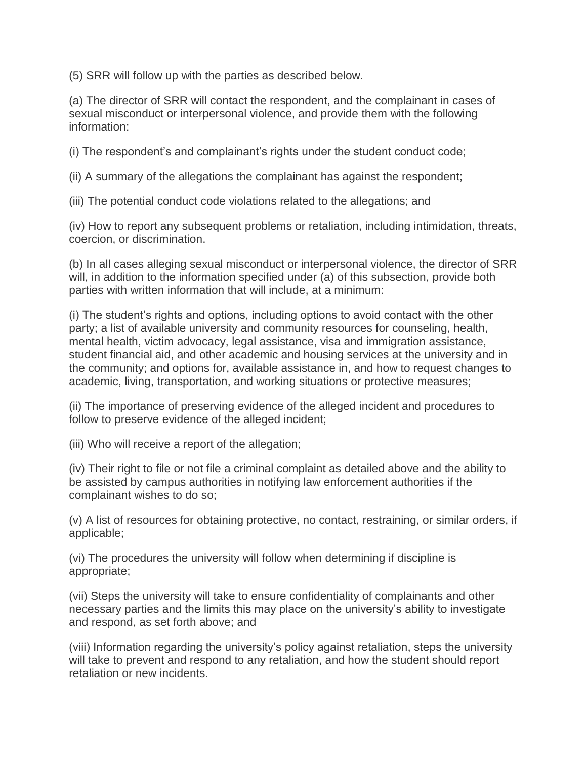(5) SRR will follow up with the parties as described below.

(a) The director of SRR will contact the respondent, and the complainant in cases of sexual misconduct or interpersonal violence, and provide them with the following information:

(i) The respondent's and complainant's rights under the student conduct code;

(ii) A summary of the allegations the complainant has against the respondent;

(iii) The potential conduct code violations related to the allegations; and

(iv) How to report any subsequent problems or retaliation, including intimidation, threats, coercion, or discrimination.

(b) In all cases alleging sexual misconduct or interpersonal violence, the director of SRR will, in addition to the information specified under (a) of this subsection, provide both parties with written information that will include, at a minimum:

(i) The student's rights and options, including options to avoid contact with the other party; a list of available university and community resources for counseling, health, mental health, victim advocacy, legal assistance, visa and immigration assistance, student financial aid, and other academic and housing services at the university and in the community; and options for, available assistance in, and how to request changes to academic, living, transportation, and working situations or protective measures;

(ii) The importance of preserving evidence of the alleged incident and procedures to follow to preserve evidence of the alleged incident;

(iii) Who will receive a report of the allegation;

(iv) Their right to file or not file a criminal complaint as detailed above and the ability to be assisted by campus authorities in notifying law enforcement authorities if the complainant wishes to do so;

(v) A list of resources for obtaining protective, no contact, restraining, or similar orders, if applicable;

(vi) The procedures the university will follow when determining if discipline is appropriate;

(vii) Steps the university will take to ensure confidentiality of complainants and other necessary parties and the limits this may place on the university's ability to investigate and respond, as set forth above; and

(viii) Information regarding the university's policy against retaliation, steps the university will take to prevent and respond to any retaliation, and how the student should report retaliation or new incidents.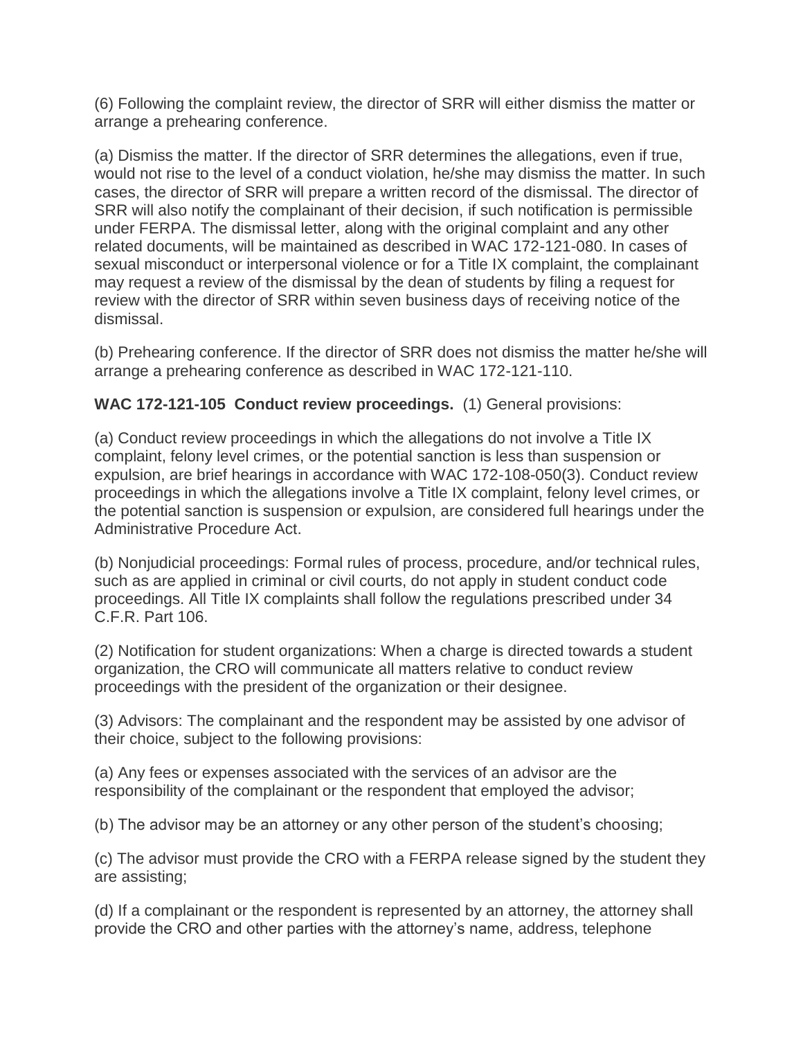(6) Following the complaint review, the director of SRR will either dismiss the matter or arrange a prehearing conference.

(a) Dismiss the matter. If the director of SRR determines the allegations, even if true, would not rise to the level of a conduct violation, he/she may dismiss the matter. In such cases, the director of SRR will prepare a written record of the dismissal. The director of SRR will also notify the complainant of their decision, if such notification is permissible under FERPA. The dismissal letter, along with the original complaint and any other related documents, will be maintained as described in WAC 172-121-080. In cases of sexual misconduct or interpersonal violence or for a Title IX complaint, the complainant may request a review of the dismissal by the dean of students by filing a request for review with the director of SRR within seven business days of receiving notice of the dismissal.

(b) Prehearing conference. If the director of SRR does not dismiss the matter he/she will arrange a prehearing conference as described in WAC 172-121-110.

**WAC 172-121-105 Conduct review proceedings.** (1) General provisions:

(a) Conduct review proceedings in which the allegations do not involve a Title IX complaint, felony level crimes, or the potential sanction is less than suspension or expulsion, are brief hearings in accordance with WAC 172-108-050(3). Conduct review proceedings in which the allegations involve a Title IX complaint, felony level crimes, or the potential sanction is suspension or expulsion, are considered full hearings under the Administrative Procedure Act.

(b) Nonjudicial proceedings: Formal rules of process, procedure, and/or technical rules, such as are applied in criminal or civil courts, do not apply in student conduct code proceedings. All Title IX complaints shall follow the regulations prescribed under 34 C.F.R. Part 106.

(2) Notification for student organizations: When a charge is directed towards a student organization, the CRO will communicate all matters relative to conduct review proceedings with the president of the organization or their designee.

(3) Advisors: The complainant and the respondent may be assisted by one advisor of their choice, subject to the following provisions:

(a) Any fees or expenses associated with the services of an advisor are the responsibility of the complainant or the respondent that employed the advisor;

(b) The advisor may be an attorney or any other person of the student's choosing;

(c) The advisor must provide the CRO with a FERPA release signed by the student they are assisting;

(d) If a complainant or the respondent is represented by an attorney, the attorney shall provide the CRO and other parties with the attorney's name, address, telephone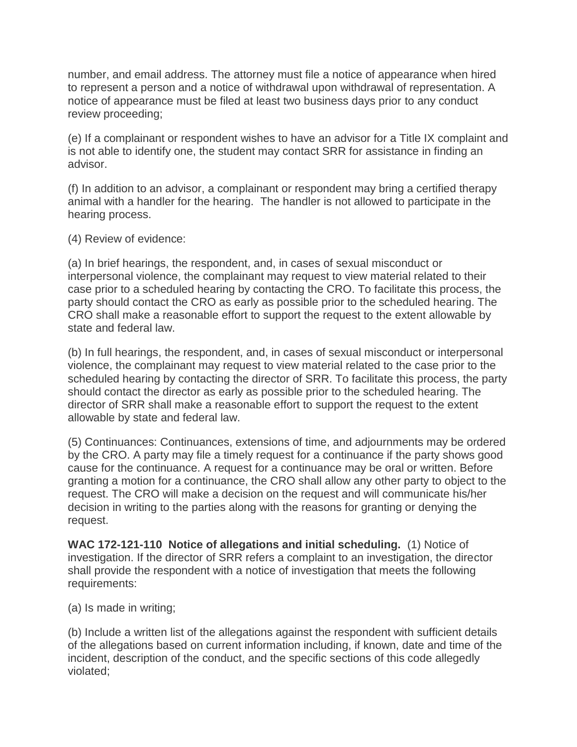number, and email address. The attorney must file a notice of appearance when hired to represent a person and a notice of withdrawal upon withdrawal of representation. A notice of appearance must be filed at least two business days prior to any conduct review proceeding;

(e) If a complainant or respondent wishes to have an advisor for a Title IX complaint and is not able to identify one, the student may contact SRR for assistance in finding an advisor.

(f) In addition to an advisor, a complainant or respondent may bring a certified therapy animal with a handler for the hearing. The handler is not allowed to participate in the hearing process.

(4) Review of evidence:

(a) In brief hearings, the respondent, and, in cases of sexual misconduct or interpersonal violence, the complainant may request to view material related to their case prior to a scheduled hearing by contacting the CRO. To facilitate this process, the party should contact the CRO as early as possible prior to the scheduled hearing. The CRO shall make a reasonable effort to support the request to the extent allowable by state and federal law.

(b) In full hearings, the respondent, and, in cases of sexual misconduct or interpersonal violence, the complainant may request to view material related to the case prior to the scheduled hearing by contacting the director of SRR. To facilitate this process, the party should contact the director as early as possible prior to the scheduled hearing. The director of SRR shall make a reasonable effort to support the request to the extent allowable by state and federal law.

(5) Continuances: Continuances, extensions of time, and adjournments may be ordered by the CRO. A party may file a timely request for a continuance if the party shows good cause for the continuance. A request for a continuance may be oral or written. Before granting a motion for a continuance, the CRO shall allow any other party to object to the request. The CRO will make a decision on the request and will communicate his/her decision in writing to the parties along with the reasons for granting or denying the request.

**WAC 172-121-110 Notice of allegations and initial scheduling.** (1) Notice of investigation. If the director of SRR refers a complaint to an investigation, the director shall provide the respondent with a notice of investigation that meets the following requirements:

(a) Is made in writing;

(b) Include a written list of the allegations against the respondent with sufficient details of the allegations based on current information including, if known, date and time of the incident, description of the conduct, and the specific sections of this code allegedly violated;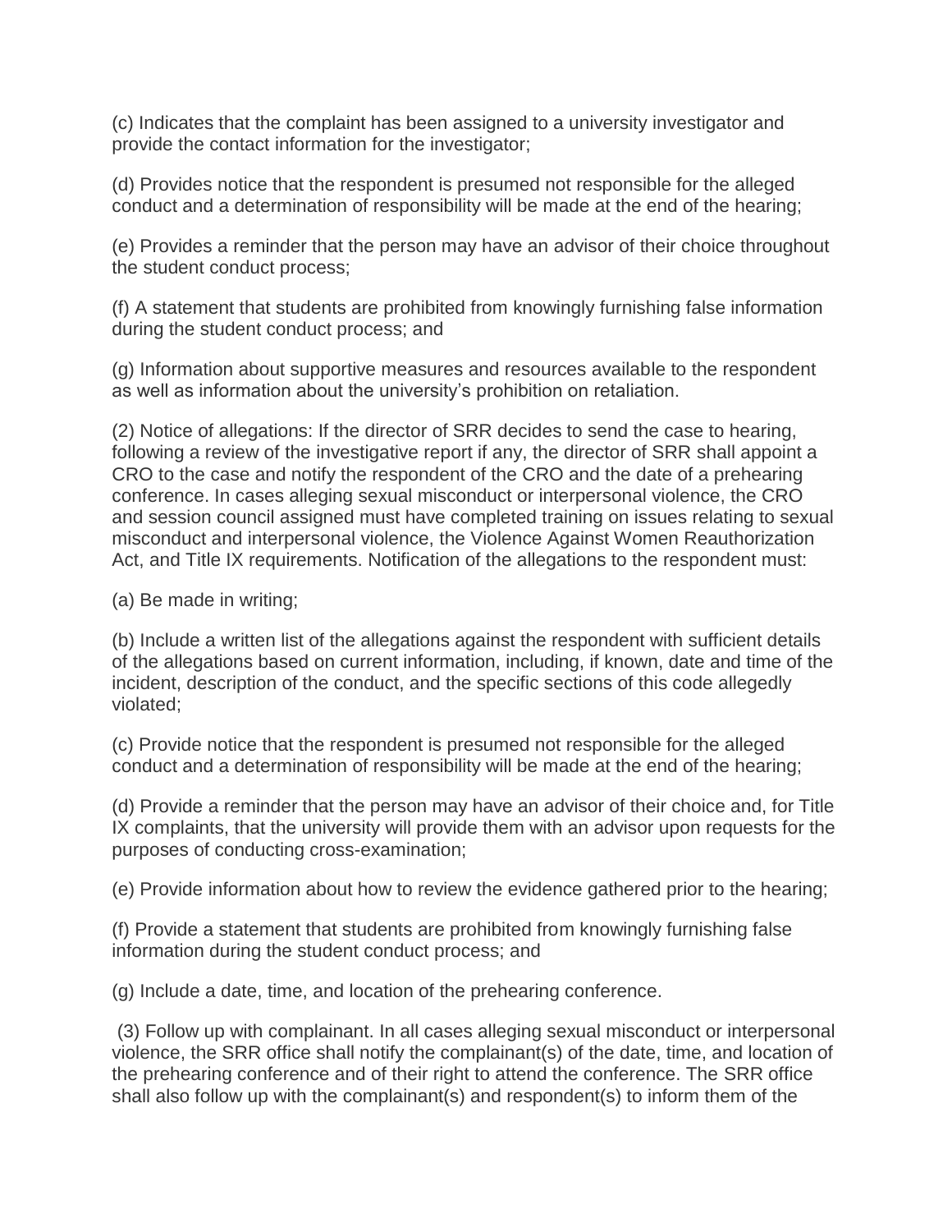(c) Indicates that the complaint has been assigned to a university investigator and provide the contact information for the investigator;

(d) Provides notice that the respondent is presumed not responsible for the alleged conduct and a determination of responsibility will be made at the end of the hearing;

(e) Provides a reminder that the person may have an advisor of their choice throughout the student conduct process;

(f) A statement that students are prohibited from knowingly furnishing false information during the student conduct process; and

(g) Information about supportive measures and resources available to the respondent as well as information about the university's prohibition on retaliation.

(2) Notice of allegations: If the director of SRR decides to send the case to hearing, following a review of the investigative report if any, the director of SRR shall appoint a CRO to the case and notify the respondent of the CRO and the date of a prehearing conference. In cases alleging sexual misconduct or interpersonal violence, the CRO and session council assigned must have completed training on issues relating to sexual misconduct and interpersonal violence, the Violence Against Women Reauthorization Act, and Title IX requirements. Notification of the allegations to the respondent must:

(a) Be made in writing;

(b) Include a written list of the allegations against the respondent with sufficient details of the allegations based on current information, including, if known, date and time of the incident, description of the conduct, and the specific sections of this code allegedly violated;

(c) Provide notice that the respondent is presumed not responsible for the alleged conduct and a determination of responsibility will be made at the end of the hearing;

(d) Provide a reminder that the person may have an advisor of their choice and, for Title IX complaints, that the university will provide them with an advisor upon requests for the purposes of conducting cross-examination;

(e) Provide information about how to review the evidence gathered prior to the hearing;

(f) Provide a statement that students are prohibited from knowingly furnishing false information during the student conduct process; and

(g) Include a date, time, and location of the prehearing conference.

(3) Follow up with complainant. In all cases alleging sexual misconduct or interpersonal violence, the SRR office shall notify the complainant(s) of the date, time, and location of the prehearing conference and of their right to attend the conference. The SRR office shall also follow up with the complainant(s) and respondent(s) to inform them of the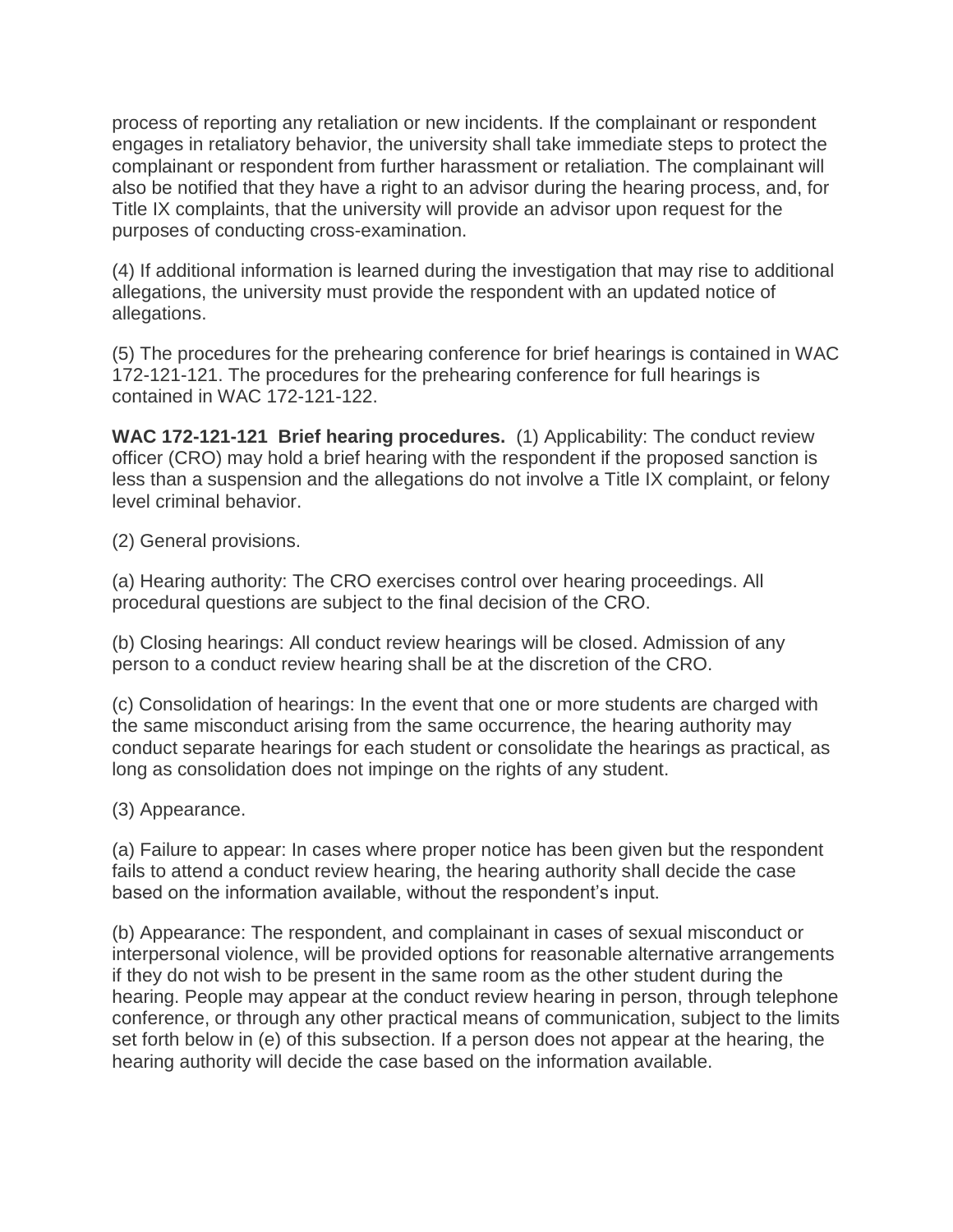process of reporting any retaliation or new incidents. If the complainant or respondent engages in retaliatory behavior, the university shall take immediate steps to protect the complainant or respondent from further harassment or retaliation. The complainant will also be notified that they have a right to an advisor during the hearing process, and, for Title IX complaints, that the university will provide an advisor upon request for the purposes of conducting cross-examination.

(4) If additional information is learned during the investigation that may rise to additional allegations, the university must provide the respondent with an updated notice of allegations.

(5) The procedures for the prehearing conference for brief hearings is contained in WAC 172-121-121. The procedures for the prehearing conference for full hearings is contained in WAC 172-121-122.

**WAC 172-121-121 Brief hearing procedures.** (1) Applicability: The conduct review officer (CRO) may hold a brief hearing with the respondent if the proposed sanction is less than a suspension and the allegations do not involve a Title IX complaint, or felony level criminal behavior.

(2) General provisions.

(a) Hearing authority: The CRO exercises control over hearing proceedings. All procedural questions are subject to the final decision of the CRO.

(b) Closing hearings: All conduct review hearings will be closed. Admission of any person to a conduct review hearing shall be at the discretion of the CRO.

(c) Consolidation of hearings: In the event that one or more students are charged with the same misconduct arising from the same occurrence, the hearing authority may conduct separate hearings for each student or consolidate the hearings as practical, as long as consolidation does not impinge on the rights of any student.

(3) Appearance.

(a) Failure to appear: In cases where proper notice has been given but the respondent fails to attend a conduct review hearing, the hearing authority shall decide the case based on the information available, without the respondent's input.

(b) Appearance: The respondent, and complainant in cases of sexual misconduct or interpersonal violence, will be provided options for reasonable alternative arrangements if they do not wish to be present in the same room as the other student during the hearing. People may appear at the conduct review hearing in person, through telephone conference, or through any other practical means of communication, subject to the limits set forth below in (e) of this subsection. If a person does not appear at the hearing, the hearing authority will decide the case based on the information available.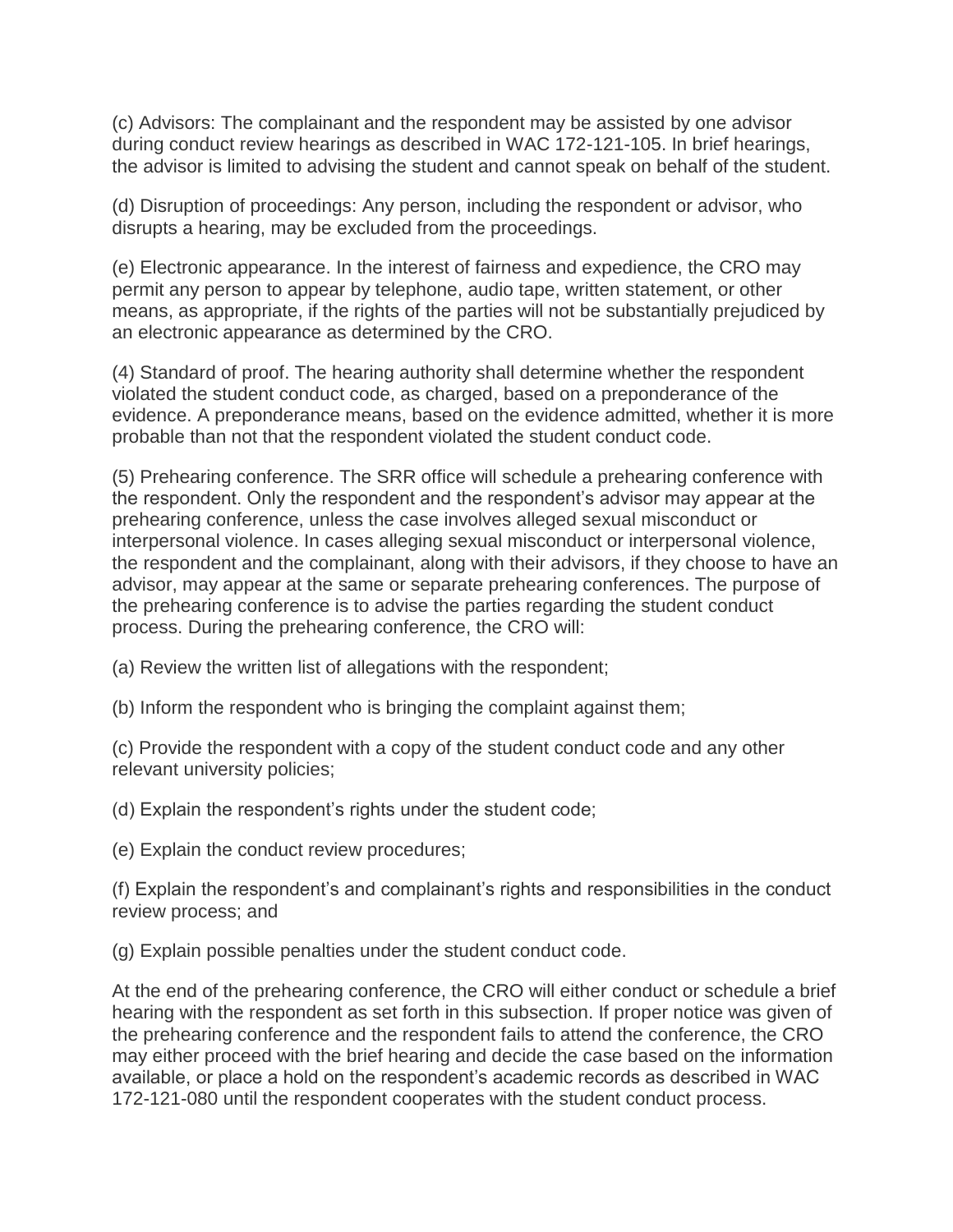(c) Advisors: The complainant and the respondent may be assisted by one advisor during conduct review hearings as described in WAC 172-121-105. In brief hearings, the advisor is limited to advising the student and cannot speak on behalf of the student.

(d) Disruption of proceedings: Any person, including the respondent or advisor, who disrupts a hearing, may be excluded from the proceedings.

(e) Electronic appearance. In the interest of fairness and expedience, the CRO may permit any person to appear by telephone, audio tape, written statement, or other means, as appropriate, if the rights of the parties will not be substantially prejudiced by an electronic appearance as determined by the CRO.

(4) Standard of proof. The hearing authority shall determine whether the respondent violated the student conduct code, as charged, based on a preponderance of the evidence. A preponderance means, based on the evidence admitted, whether it is more probable than not that the respondent violated the student conduct code.

(5) Prehearing conference. The SRR office will schedule a prehearing conference with the respondent. Only the respondent and the respondent's advisor may appear at the prehearing conference, unless the case involves alleged sexual misconduct or interpersonal violence. In cases alleging sexual misconduct or interpersonal violence, the respondent and the complainant, along with their advisors, if they choose to have an advisor, may appear at the same or separate prehearing conferences. The purpose of the prehearing conference is to advise the parties regarding the student conduct process. During the prehearing conference, the CRO will:

(a) Review the written list of allegations with the respondent;

(b) Inform the respondent who is bringing the complaint against them;

(c) Provide the respondent with a copy of the student conduct code and any other relevant university policies;

(d) Explain the respondent's rights under the student code;

(e) Explain the conduct review procedures;

(f) Explain the respondent's and complainant's rights and responsibilities in the conduct review process; and

(g) Explain possible penalties under the student conduct code.

At the end of the prehearing conference, the CRO will either conduct or schedule a brief hearing with the respondent as set forth in this subsection. If proper notice was given of the prehearing conference and the respondent fails to attend the conference, the CRO may either proceed with the brief hearing and decide the case based on the information available, or place a hold on the respondent's academic records as described in WAC 172-121-080 until the respondent cooperates with the student conduct process.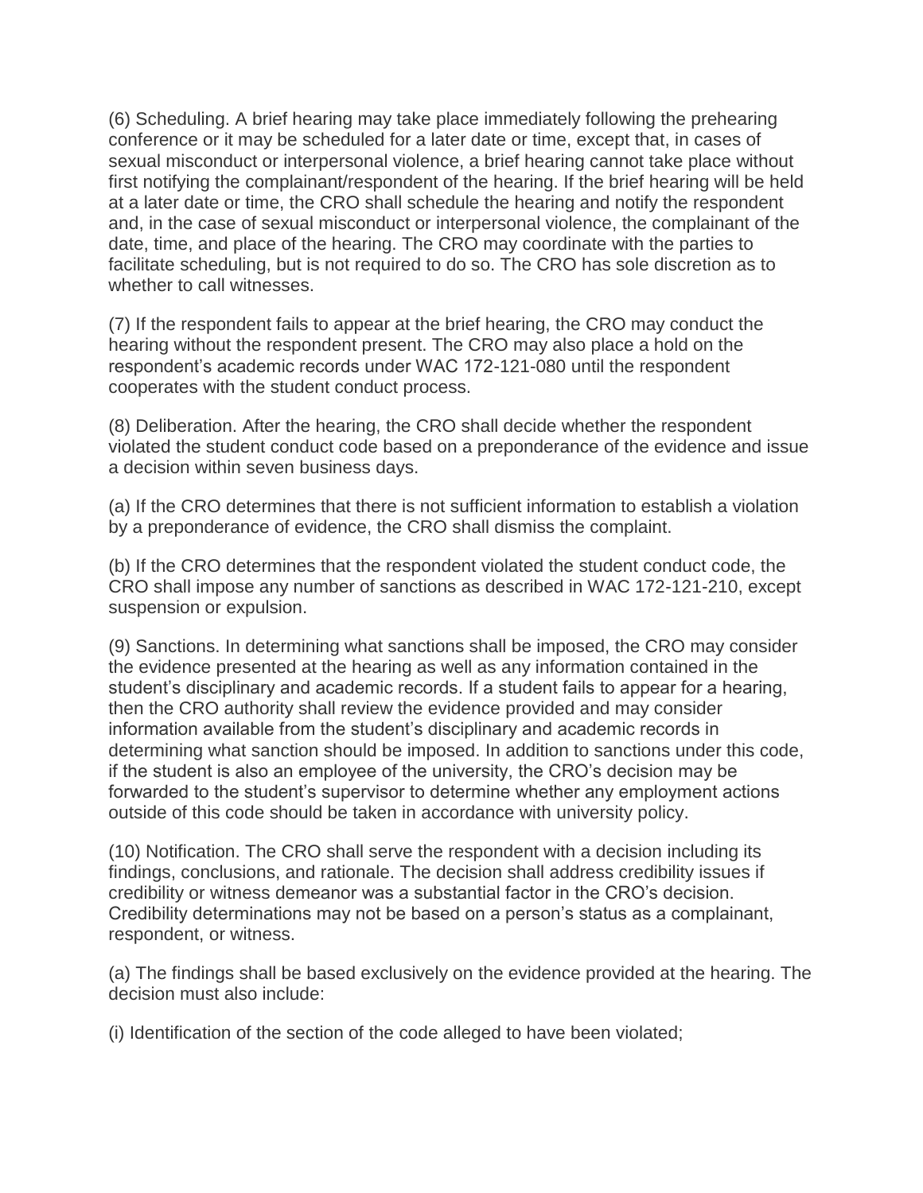(6) Scheduling. A brief hearing may take place immediately following the prehearing conference or it may be scheduled for a later date or time, except that, in cases of sexual misconduct or interpersonal violence, a brief hearing cannot take place without first notifying the complainant/respondent of the hearing. If the brief hearing will be held at a later date or time, the CRO shall schedule the hearing and notify the respondent and, in the case of sexual misconduct or interpersonal violence, the complainant of the date, time, and place of the hearing. The CRO may coordinate with the parties to facilitate scheduling, but is not required to do so. The CRO has sole discretion as to whether to call witnesses.

(7) If the respondent fails to appear at the brief hearing, the CRO may conduct the hearing without the respondent present. The CRO may also place a hold on the respondent's academic records under WAC 172-121-080 until the respondent cooperates with the student conduct process.

(8) Deliberation. After the hearing, the CRO shall decide whether the respondent violated the student conduct code based on a preponderance of the evidence and issue a decision within seven business days.

(a) If the CRO determines that there is not sufficient information to establish a violation by a preponderance of evidence, the CRO shall dismiss the complaint.

(b) If the CRO determines that the respondent violated the student conduct code, the CRO shall impose any number of sanctions as described in WAC 172-121-210, except suspension or expulsion.

(9) Sanctions. In determining what sanctions shall be imposed, the CRO may consider the evidence presented at the hearing as well as any information contained in the student's disciplinary and academic records. If a student fails to appear for a hearing, then the CRO authority shall review the evidence provided and may consider information available from the student's disciplinary and academic records in determining what sanction should be imposed. In addition to sanctions under this code, if the student is also an employee of the university, the CRO's decision may be forwarded to the student's supervisor to determine whether any employment actions outside of this code should be taken in accordance with university policy.

(10) Notification. The CRO shall serve the respondent with a decision including its findings, conclusions, and rationale. The decision shall address credibility issues if credibility or witness demeanor was a substantial factor in the CRO's decision. Credibility determinations may not be based on a person's status as a complainant, respondent, or witness.

(a) The findings shall be based exclusively on the evidence provided at the hearing. The decision must also include:

(i) Identification of the section of the code alleged to have been violated;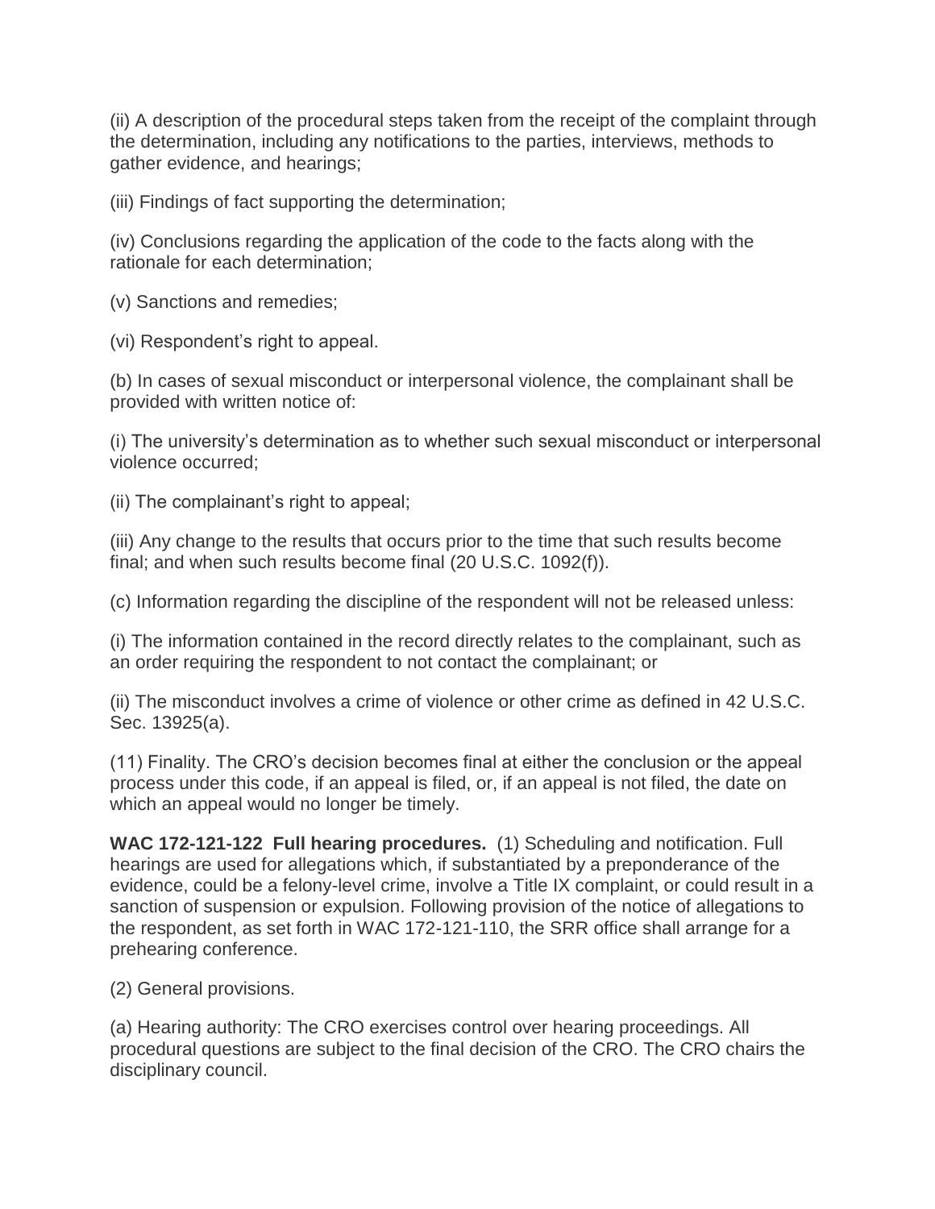(ii) A description of the procedural steps taken from the receipt of the complaint through the determination, including any notifications to the parties, interviews, methods to gather evidence, and hearings;

(iii) Findings of fact supporting the determination;

(iv) Conclusions regarding the application of the code to the facts along with the rationale for each determination;

(v) Sanctions and remedies;

(vi) Respondent's right to appeal.

(b) In cases of sexual misconduct or interpersonal violence, the complainant shall be provided with written notice of:

(i) The university's determination as to whether such sexual misconduct or interpersonal violence occurred;

(ii) The complainant's right to appeal;

(iii) Any change to the results that occurs prior to the time that such results become final; and when such results become final (20 U.S.C. 1092(f)).

(c) Information regarding the discipline of the respondent will not be released unless:

(i) The information contained in the record directly relates to the complainant, such as an order requiring the respondent to not contact the complainant; or

(ii) The misconduct involves a crime of violence or other crime as defined in 42 U.S.C. Sec. 13925(a).

(11) Finality. The CRO's decision becomes final at either the conclusion or the appeal process under this code, if an appeal is filed, or, if an appeal is not filed, the date on which an appeal would no longer be timely.

**WAC 172-121-122 Full hearing procedures.** (1) Scheduling and notification. Full hearings are used for allegations which, if substantiated by a preponderance of the evidence, could be a felony-level crime, involve a Title IX complaint, or could result in a sanction of suspension or expulsion. Following provision of the notice of allegations to the respondent, as set forth in WAC 172-121-110, the SRR office shall arrange for a prehearing conference.

(2) General provisions.

(a) Hearing authority: The CRO exercises control over hearing proceedings. All procedural questions are subject to the final decision of the CRO. The CRO chairs the disciplinary council.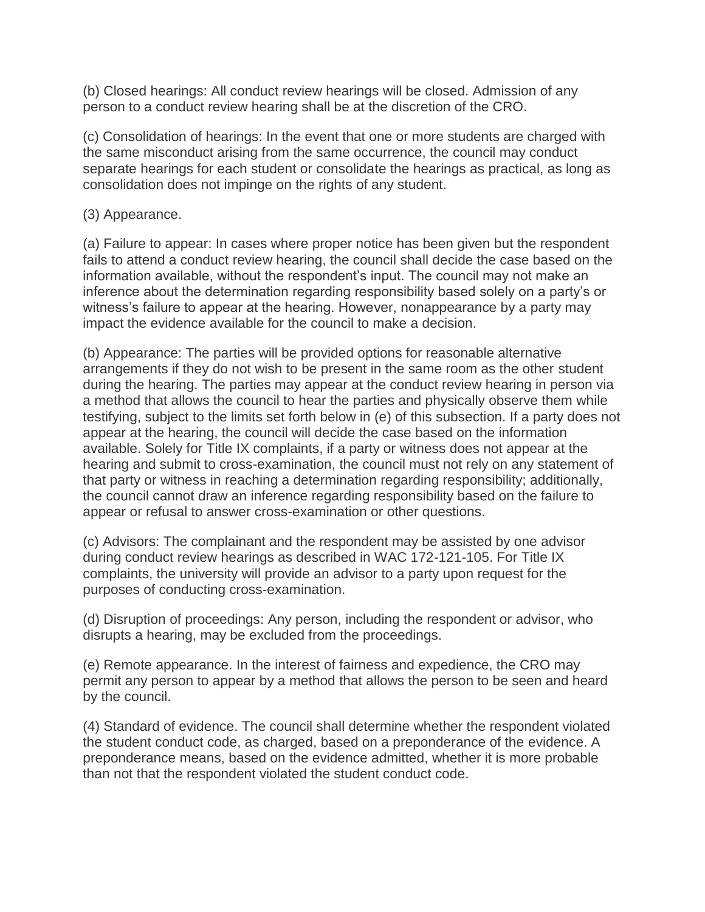(b) Closed hearings: All conduct review hearings will be closed. Admission of any person to a conduct review hearing shall be at the discretion of the CRO.

(c) Consolidation of hearings: In the event that one or more students are charged with the same misconduct arising from the same occurrence, the council may conduct separate hearings for each student or consolidate the hearings as practical, as long as consolidation does not impinge on the rights of any student.

(3) Appearance.

(a) Failure to appear: In cases where proper notice has been given but the respondent fails to attend a conduct review hearing, the council shall decide the case based on the information available, without the respondent's input. The council may not make an inference about the determination regarding responsibility based solely on a party's or witness's failure to appear at the hearing. However, nonappearance by a party may impact the evidence available for the council to make a decision.

(b) Appearance: The parties will be provided options for reasonable alternative arrangements if they do not wish to be present in the same room as the other student during the hearing. The parties may appear at the conduct review hearing in person via a method that allows the council to hear the parties and physically observe them while testifying, subject to the limits set forth below in (e) of this subsection. If a party does not appear at the hearing, the council will decide the case based on the information available. Solely for Title IX complaints, if a party or witness does not appear at the hearing and submit to cross-examination, the council must not rely on any statement of that party or witness in reaching a determination regarding responsibility; additionally, the council cannot draw an inference regarding responsibility based on the failure to appear or refusal to answer cross-examination or other questions.

(c) Advisors: The complainant and the respondent may be assisted by one advisor during conduct review hearings as described in WAC 172-121-105. For Title IX complaints, the university will provide an advisor to a party upon request for the purposes of conducting cross-examination.

(d) Disruption of proceedings: Any person, including the respondent or advisor, who disrupts a hearing, may be excluded from the proceedings.

(e) Remote appearance. In the interest of fairness and expedience, the CRO may permit any person to appear by a method that allows the person to be seen and heard by the council.

(4) Standard of evidence. The council shall determine whether the respondent violated the student conduct code, as charged, based on a preponderance of the evidence. A preponderance means, based on the evidence admitted, whether it is more probable than not that the respondent violated the student conduct code.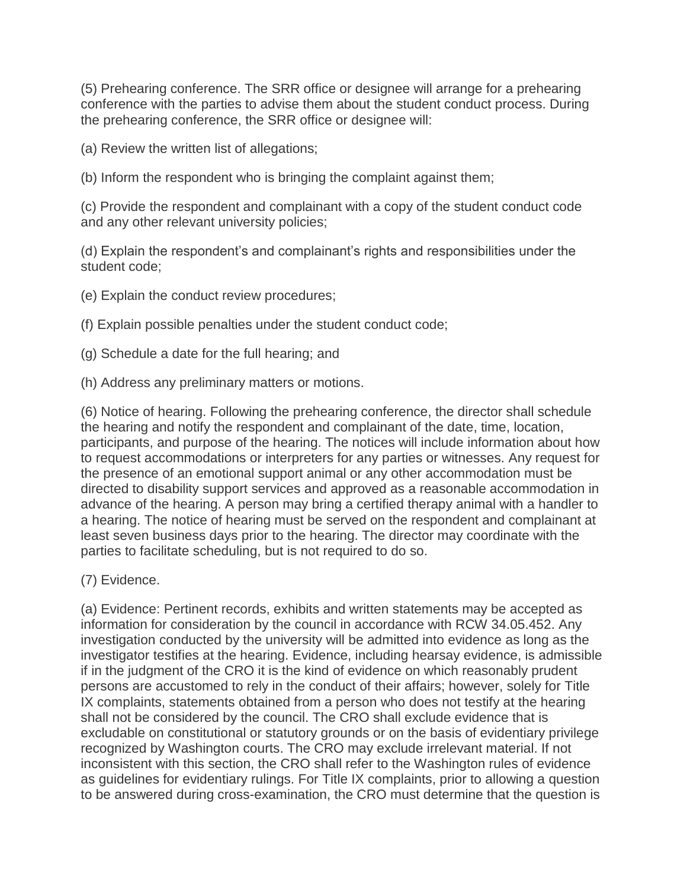(5) Prehearing conference. The SRR office or designee will arrange for a prehearing conference with the parties to advise them about the student conduct process. During the prehearing conference, the SRR office or designee will:

(a) Review the written list of allegations;

(b) Inform the respondent who is bringing the complaint against them;

(c) Provide the respondent and complainant with a copy of the student conduct code and any other relevant university policies;

(d) Explain the respondent's and complainant's rights and responsibilities under the student code;

(e) Explain the conduct review procedures;

(f) Explain possible penalties under the student conduct code;

(g) Schedule a date for the full hearing; and

(h) Address any preliminary matters or motions.

(6) Notice of hearing. Following the prehearing conference, the director shall schedule the hearing and notify the respondent and complainant of the date, time, location, participants, and purpose of the hearing. The notices will include information about how to request accommodations or interpreters for any parties or witnesses. Any request for the presence of an emotional support animal or any other accommodation must be directed to disability support services and approved as a reasonable accommodation in advance of the hearing. A person may bring a certified therapy animal with a handler to a hearing. The notice of hearing must be served on the respondent and complainant at least seven business days prior to the hearing. The director may coordinate with the parties to facilitate scheduling, but is not required to do so.

(7) Evidence.

(a) Evidence: Pertinent records, exhibits and written statements may be accepted as information for consideration by the council in accordance with RCW 34.05.452. Any investigation conducted by the university will be admitted into evidence as long as the investigator testifies at the hearing. Evidence, including hearsay evidence, is admissible if in the judgment of the CRO it is the kind of evidence on which reasonably prudent persons are accustomed to rely in the conduct of their affairs; however, solely for Title IX complaints, statements obtained from a person who does not testify at the hearing shall not be considered by the council. The CRO shall exclude evidence that is excludable on constitutional or statutory grounds or on the basis of evidentiary privilege recognized by Washington courts. The CRO may exclude irrelevant material. If not inconsistent with this section, the CRO shall refer to the Washington rules of evidence as guidelines for evidentiary rulings. For Title IX complaints, prior to allowing a question to be answered during cross-examination, the CRO must determine that the question is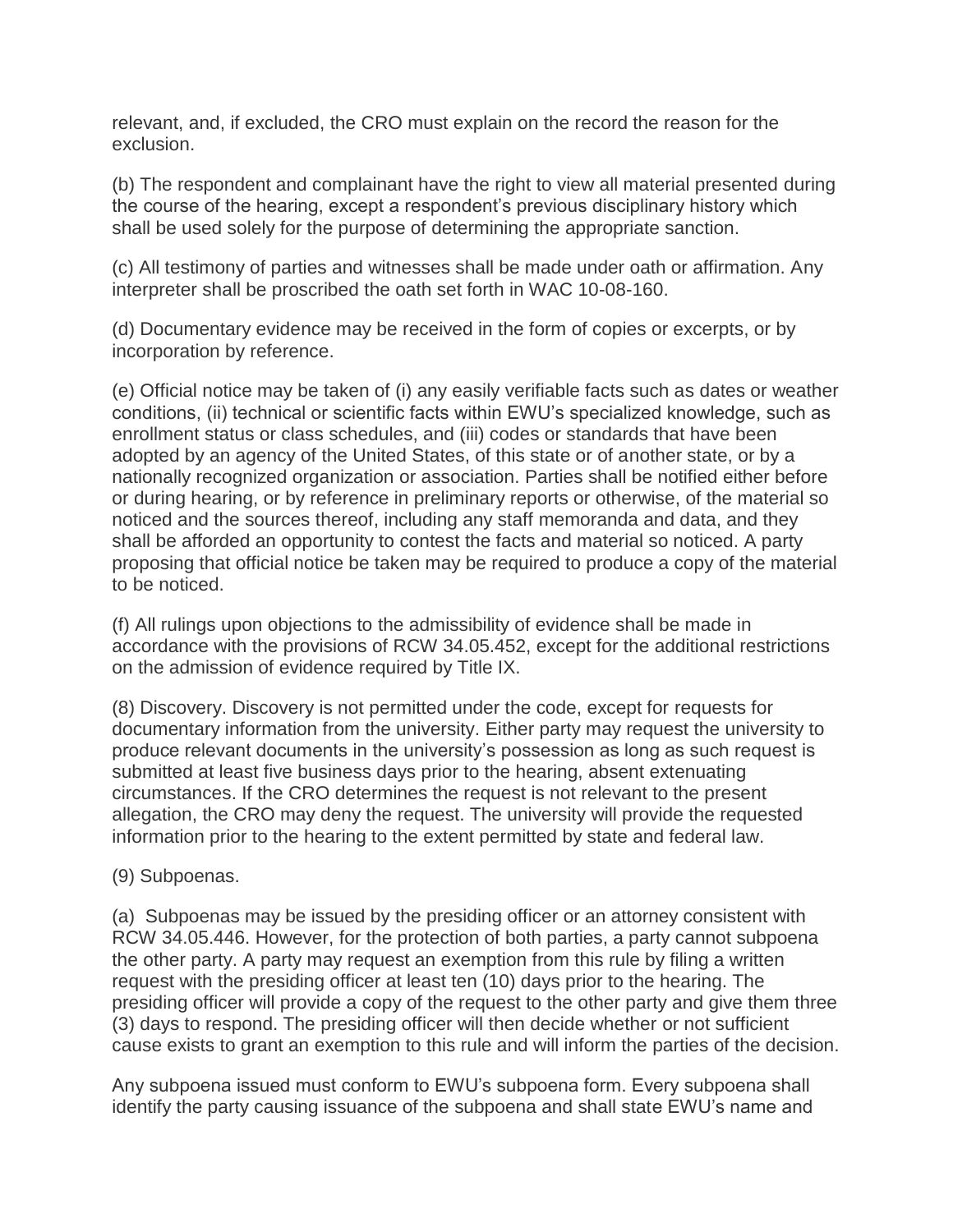relevant, and, if excluded, the CRO must explain on the record the reason for the exclusion.

(b) The respondent and complainant have the right to view all material presented during the course of the hearing, except a respondent's previous disciplinary history which shall be used solely for the purpose of determining the appropriate sanction.

(c) All testimony of parties and witnesses shall be made under oath or affirmation. Any interpreter shall be proscribed the oath set forth in WAC 10-08-160.

(d) Documentary evidence may be received in the form of copies or excerpts, or by incorporation by reference.

(e) Official notice may be taken of (i) any easily verifiable facts such as dates or weather conditions, (ii) technical or scientific facts within EWU's specialized knowledge, such as enrollment status or class schedules, and (iii) codes or standards that have been adopted by an agency of the United States, of this state or of another state, or by a nationally recognized organization or association. Parties shall be notified either before or during hearing, or by reference in preliminary reports or otherwise, of the material so noticed and the sources thereof, including any staff memoranda and data, and they shall be afforded an opportunity to contest the facts and material so noticed. A party proposing that official notice be taken may be required to produce a copy of the material to be noticed.

(f) All rulings upon objections to the admissibility of evidence shall be made in accordance with the provisions of RCW 34.05.452, except for the additional restrictions on the admission of evidence required by Title IX.

(8) Discovery. Discovery is not permitted under the code, except for requests for documentary information from the university. Either party may request the university to produce relevant documents in the university's possession as long as such request is submitted at least five business days prior to the hearing, absent extenuating circumstances. If the CRO determines the request is not relevant to the present allegation, the CRO may deny the request. The university will provide the requested information prior to the hearing to the extent permitted by state and federal law.

(9) Subpoenas.

(a) Subpoenas may be issued by the presiding officer or an attorney consistent with RCW 34.05.446. However, for the protection of both parties, a party cannot subpoena the other party. A party may request an exemption from this rule by filing a written request with the presiding officer at least ten (10) days prior to the hearing. The presiding officer will provide a copy of the request to the other party and give them three (3) days to respond. The presiding officer will then decide whether or not sufficient cause exists to grant an exemption to this rule and will inform the parties of the decision.

Any subpoena issued must conform to EWU's subpoena form. Every subpoena shall identify the party causing issuance of the subpoena and shall state EWU's name and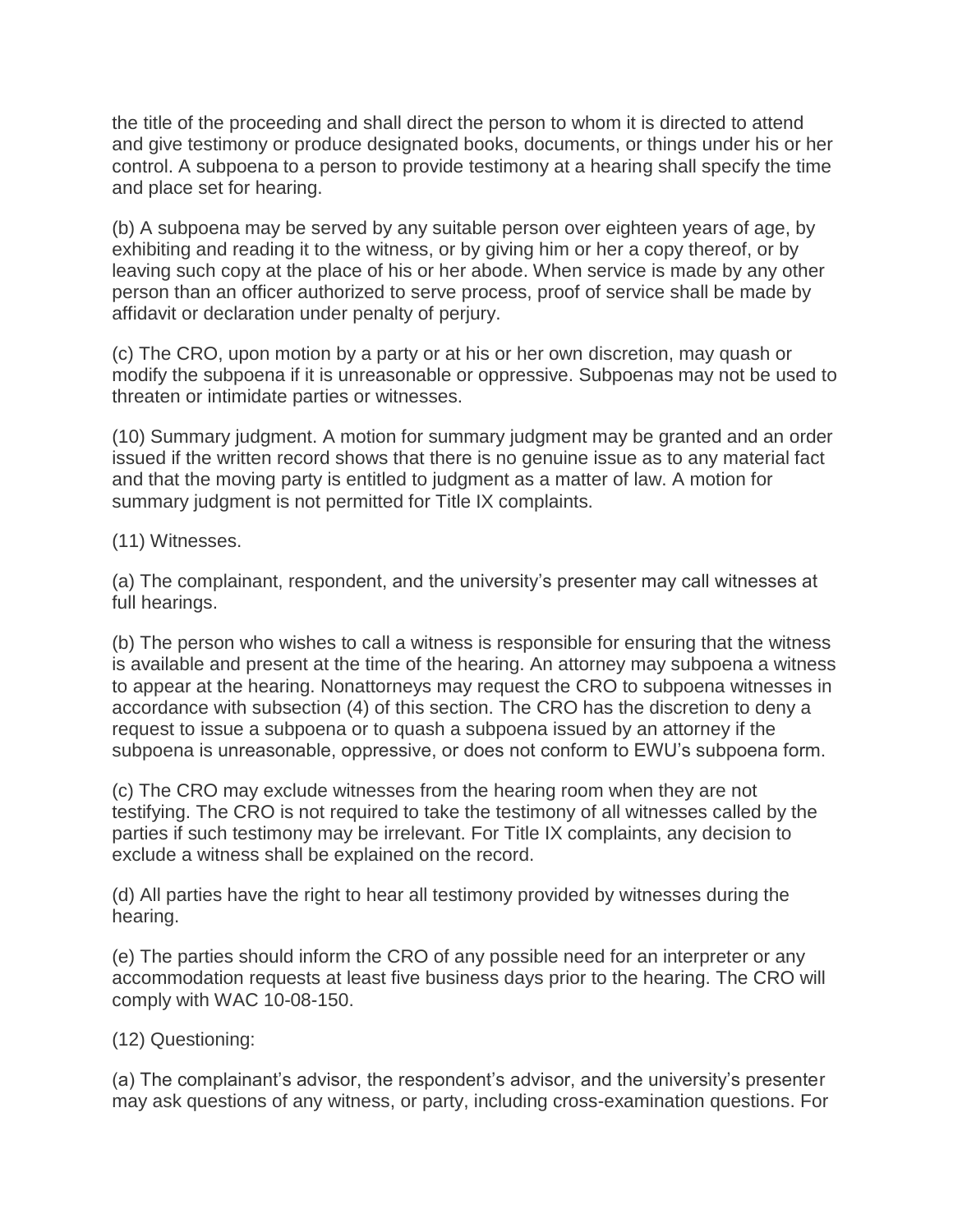the title of the proceeding and shall direct the person to whom it is directed to attend and give testimony or produce designated books, documents, or things under his or her control. A subpoena to a person to provide testimony at a hearing shall specify the time and place set for hearing.

(b) A subpoena may be served by any suitable person over eighteen years of age, by exhibiting and reading it to the witness, or by giving him or her a copy thereof, or by leaving such copy at the place of his or her abode. When service is made by any other person than an officer authorized to serve process, proof of service shall be made by affidavit or declaration under penalty of perjury.

(c) The CRO, upon motion by a party or at his or her own discretion, may quash or modify the subpoena if it is unreasonable or oppressive. Subpoenas may not be used to threaten or intimidate parties or witnesses.

(10) Summary judgment. A motion for summary judgment may be granted and an order issued if the written record shows that there is no genuine issue as to any material fact and that the moving party is entitled to judgment as a matter of law. A motion for summary judgment is not permitted for Title IX complaints.

(11) Witnesses.

(a) The complainant, respondent, and the university's presenter may call witnesses at full hearings.

(b) The person who wishes to call a witness is responsible for ensuring that the witness is available and present at the time of the hearing. An attorney may subpoena a witness to appear at the hearing. Nonattorneys may request the CRO to subpoena witnesses in accordance with subsection (4) of this section. The CRO has the discretion to deny a request to issue a subpoena or to quash a subpoena issued by an attorney if the subpoena is unreasonable, oppressive, or does not conform to EWU's subpoena form.

(c) The CRO may exclude witnesses from the hearing room when they are not testifying. The CRO is not required to take the testimony of all witnesses called by the parties if such testimony may be irrelevant. For Title IX complaints, any decision to exclude a witness shall be explained on the record.

(d) All parties have the right to hear all testimony provided by witnesses during the hearing.

(e) The parties should inform the CRO of any possible need for an interpreter or any accommodation requests at least five business days prior to the hearing. The CRO will comply with WAC 10-08-150.

(12) Questioning:

(a) The complainant's advisor, the respondent's advisor, and the university's presenter may ask questions of any witness, or party, including cross-examination questions. For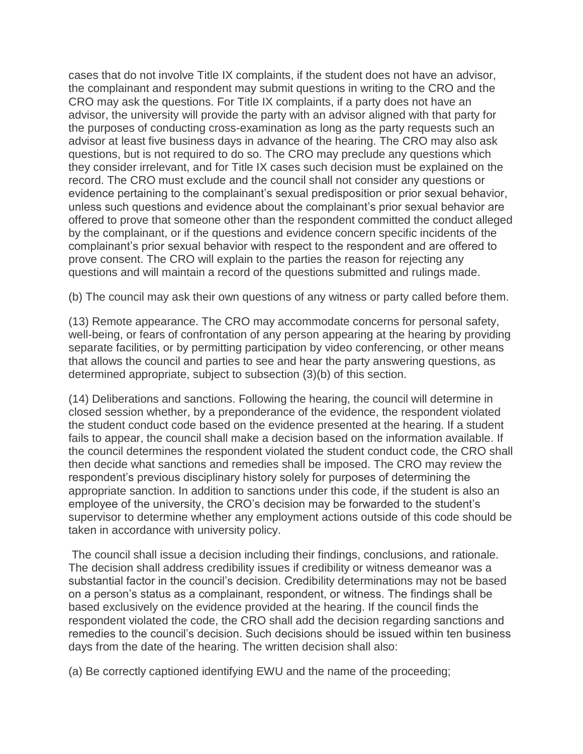cases that do not involve Title IX complaints, if the student does not have an advisor, the complainant and respondent may submit questions in writing to the CRO and the CRO may ask the questions. For Title IX complaints, if a party does not have an advisor, the university will provide the party with an advisor aligned with that party for the purposes of conducting cross-examination as long as the party requests such an advisor at least five business days in advance of the hearing. The CRO may also ask questions, but is not required to do so. The CRO may preclude any questions which they consider irrelevant, and for Title IX cases such decision must be explained on the record. The CRO must exclude and the council shall not consider any questions or evidence pertaining to the complainant's sexual predisposition or prior sexual behavior, unless such questions and evidence about the complainant's prior sexual behavior are offered to prove that someone other than the respondent committed the conduct alleged by the complainant, or if the questions and evidence concern specific incidents of the complainant's prior sexual behavior with respect to the respondent and are offered to prove consent. The CRO will explain to the parties the reason for rejecting any questions and will maintain a record of the questions submitted and rulings made.

(b) The council may ask their own questions of any witness or party called before them.

(13) Remote appearance. The CRO may accommodate concerns for personal safety, well-being, or fears of confrontation of any person appearing at the hearing by providing separate facilities, or by permitting participation by video conferencing, or other means that allows the council and parties to see and hear the party answering questions, as determined appropriate, subject to subsection (3)(b) of this section.

(14) Deliberations and sanctions. Following the hearing, the council will determine in closed session whether, by a preponderance of the evidence, the respondent violated the student conduct code based on the evidence presented at the hearing. If a student fails to appear, the council shall make a decision based on the information available. If the council determines the respondent violated the student conduct code, the CRO shall then decide what sanctions and remedies shall be imposed. The CRO may review the respondent's previous disciplinary history solely for purposes of determining the appropriate sanction. In addition to sanctions under this code, if the student is also an employee of the university, the CRO's decision may be forwarded to the student's supervisor to determine whether any employment actions outside of this code should be taken in accordance with university policy.

The council shall issue a decision including their findings, conclusions, and rationale. The decision shall address credibility issues if credibility or witness demeanor was a substantial factor in the council's decision. Credibility determinations may not be based on a person's status as a complainant, respondent, or witness. The findings shall be based exclusively on the evidence provided at the hearing. If the council finds the respondent violated the code, the CRO shall add the decision regarding sanctions and remedies to the council's decision. Such decisions should be issued within ten business days from the date of the hearing. The written decision shall also:

(a) Be correctly captioned identifying EWU and the name of the proceeding;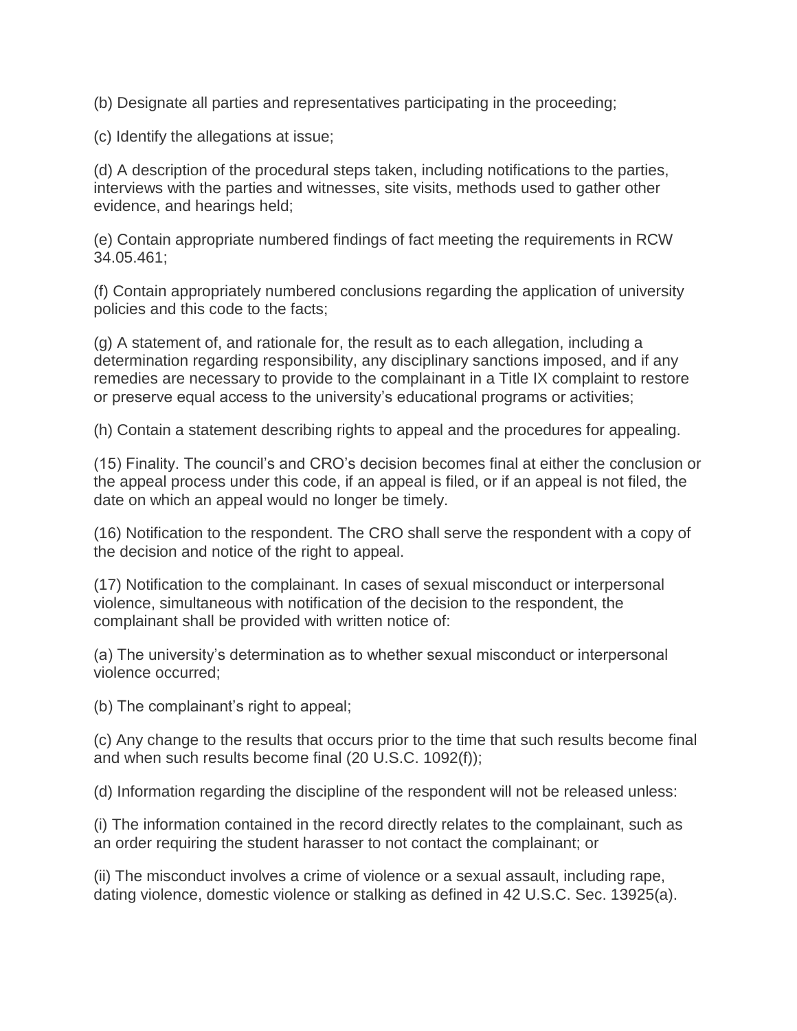(b) Designate all parties and representatives participating in the proceeding;

(c) Identify the allegations at issue;

(d) A description of the procedural steps taken, including notifications to the parties, interviews with the parties and witnesses, site visits, methods used to gather other evidence, and hearings held;

(e) Contain appropriate numbered findings of fact meeting the requirements in RCW 34.05.461;

(f) Contain appropriately numbered conclusions regarding the application of university policies and this code to the facts;

(g) A statement of, and rationale for, the result as to each allegation, including a determination regarding responsibility, any disciplinary sanctions imposed, and if any remedies are necessary to provide to the complainant in a Title IX complaint to restore or preserve equal access to the university's educational programs or activities;

(h) Contain a statement describing rights to appeal and the procedures for appealing.

(15) Finality. The council's and CRO's decision becomes final at either the conclusion or the appeal process under this code, if an appeal is filed, or if an appeal is not filed, the date on which an appeal would no longer be timely.

(16) Notification to the respondent. The CRO shall serve the respondent with a copy of the decision and notice of the right to appeal.

(17) Notification to the complainant. In cases of sexual misconduct or interpersonal violence, simultaneous with notification of the decision to the respondent, the complainant shall be provided with written notice of:

(a) The university's determination as to whether sexual misconduct or interpersonal violence occurred;

(b) The complainant's right to appeal;

(c) Any change to the results that occurs prior to the time that such results become final and when such results become final (20 U.S.C. 1092(f));

(d) Information regarding the discipline of the respondent will not be released unless:

(i) The information contained in the record directly relates to the complainant, such as an order requiring the student harasser to not contact the complainant; or

(ii) The misconduct involves a crime of violence or a sexual assault, including rape, dating violence, domestic violence or stalking as defined in 42 U.S.C. Sec. 13925(a).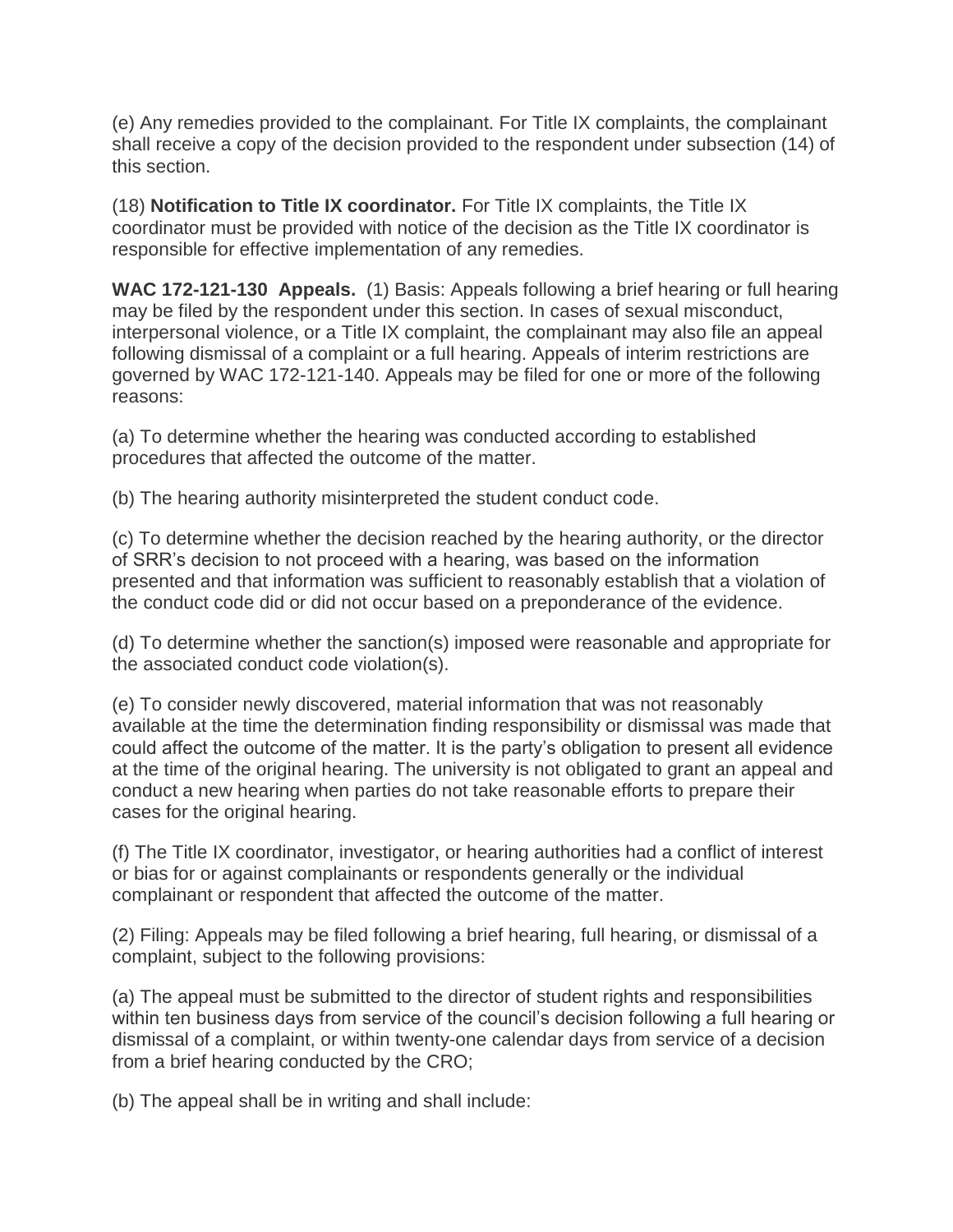(e) Any remedies provided to the complainant. For Title IX complaints, the complainant shall receive a copy of the decision provided to the respondent under subsection (14) of this section.

(18) **Notification to Title IX coordinator.** For Title IX complaints, the Title IX coordinator must be provided with notice of the decision as the Title IX coordinator is responsible for effective implementation of any remedies.

**WAC 172-121-130 Appeals.** (1) Basis: Appeals following a brief hearing or full hearing may be filed by the respondent under this section. In cases of sexual misconduct, interpersonal violence, or a Title IX complaint, the complainant may also file an appeal following dismissal of a complaint or a full hearing. Appeals of interim restrictions are governed by WAC 172-121-140. Appeals may be filed for one or more of the following reasons:

(a) To determine whether the hearing was conducted according to established procedures that affected the outcome of the matter.

(b) The hearing authority misinterpreted the student conduct code.

(c) To determine whether the decision reached by the hearing authority, or the director of SRR's decision to not proceed with a hearing, was based on the information presented and that information was sufficient to reasonably establish that a violation of the conduct code did or did not occur based on a preponderance of the evidence.

(d) To determine whether the sanction(s) imposed were reasonable and appropriate for the associated conduct code violation(s).

(e) To consider newly discovered, material information that was not reasonably available at the time the determination finding responsibility or dismissal was made that could affect the outcome of the matter. It is the party's obligation to present all evidence at the time of the original hearing. The university is not obligated to grant an appeal and conduct a new hearing when parties do not take reasonable efforts to prepare their cases for the original hearing.

(f) The Title IX coordinator, investigator, or hearing authorities had a conflict of interest or bias for or against complainants or respondents generally or the individual complainant or respondent that affected the outcome of the matter.

(2) Filing: Appeals may be filed following a brief hearing, full hearing, or dismissal of a complaint, subject to the following provisions:

(a) The appeal must be submitted to the director of student rights and responsibilities within ten business days from service of the council's decision following a full hearing or dismissal of a complaint, or within twenty-one calendar days from service of a decision from a brief hearing conducted by the CRO;

(b) The appeal shall be in writing and shall include: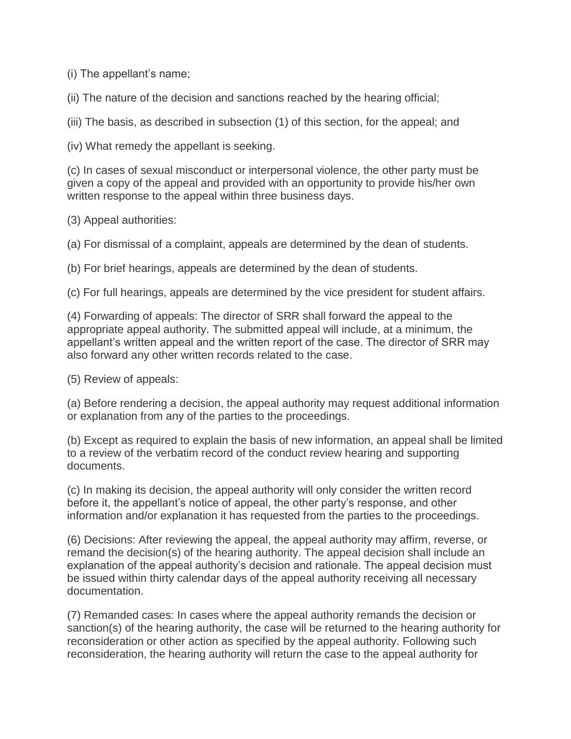(i) The appellant's name;

(ii) The nature of the decision and sanctions reached by the hearing official;

(iii) The basis, as described in subsection (1) of this section, for the appeal; and

(iv) What remedy the appellant is seeking.

(c) In cases of sexual misconduct or interpersonal violence, the other party must be given a copy of the appeal and provided with an opportunity to provide his/her own written response to the appeal within three business days.

(3) Appeal authorities:

(a) For dismissal of a complaint, appeals are determined by the dean of students.

(b) For brief hearings, appeals are determined by the dean of students.

(c) For full hearings, appeals are determined by the vice president for student affairs.

(4) Forwarding of appeals: The director of SRR shall forward the appeal to the appropriate appeal authority. The submitted appeal will include, at a minimum, the appellant's written appeal and the written report of the case. The director of SRR may also forward any other written records related to the case.

(5) Review of appeals:

(a) Before rendering a decision, the appeal authority may request additional information or explanation from any of the parties to the proceedings.

(b) Except as required to explain the basis of new information, an appeal shall be limited to a review of the verbatim record of the conduct review hearing and supporting documents.

(c) In making its decision, the appeal authority will only consider the written record before it, the appellant's notice of appeal, the other party's response, and other information and/or explanation it has requested from the parties to the proceedings.

(6) Decisions: After reviewing the appeal, the appeal authority may affirm, reverse, or remand the decision(s) of the hearing authority. The appeal decision shall include an explanation of the appeal authority's decision and rationale. The appeal decision must be issued within thirty calendar days of the appeal authority receiving all necessary documentation.

(7) Remanded cases: In cases where the appeal authority remands the decision or sanction(s) of the hearing authority, the case will be returned to the hearing authority for reconsideration or other action as specified by the appeal authority. Following such reconsideration, the hearing authority will return the case to the appeal authority for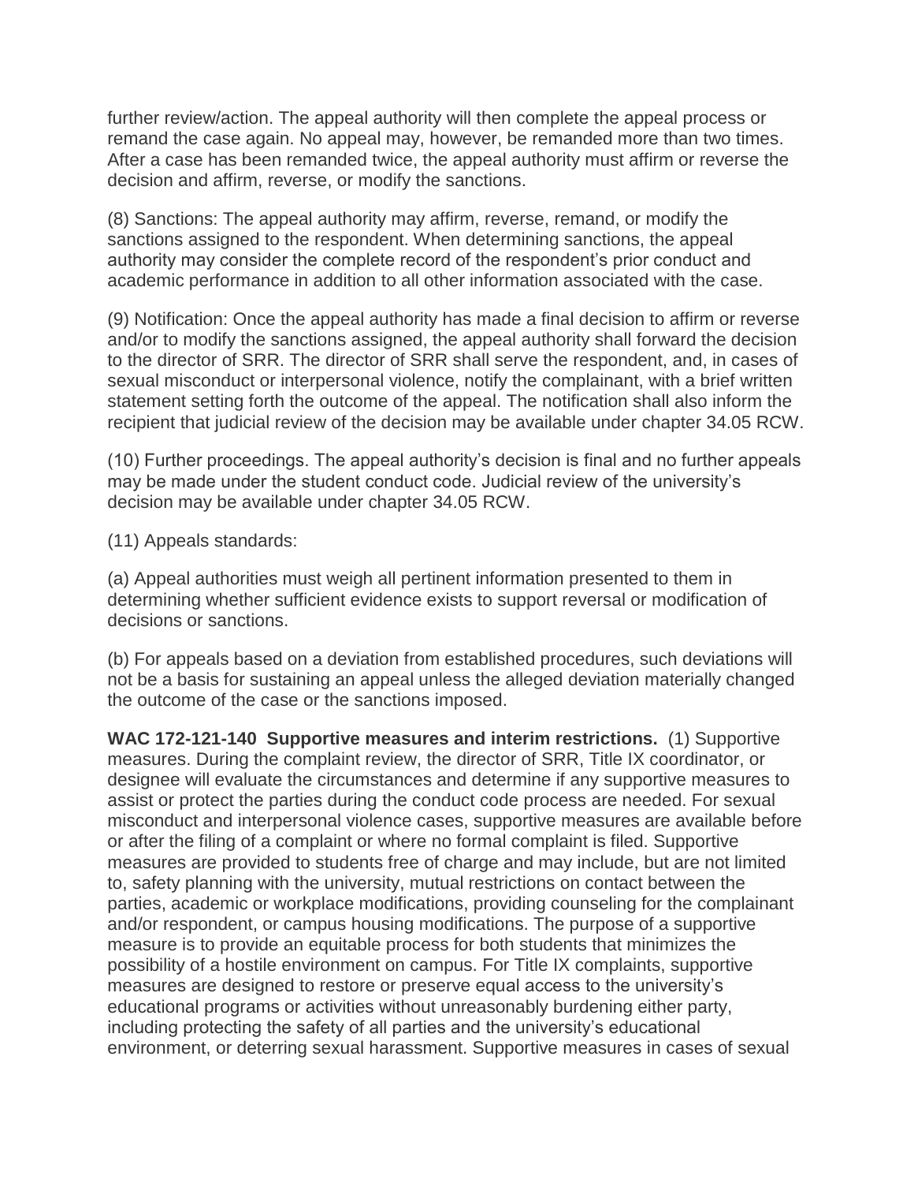further review/action. The appeal authority will then complete the appeal process or remand the case again. No appeal may, however, be remanded more than two times. After a case has been remanded twice, the appeal authority must affirm or reverse the decision and affirm, reverse, or modify the sanctions.

(8) Sanctions: The appeal authority may affirm, reverse, remand, or modify the sanctions assigned to the respondent. When determining sanctions, the appeal authority may consider the complete record of the respondent's prior conduct and academic performance in addition to all other information associated with the case.

(9) Notification: Once the appeal authority has made a final decision to affirm or reverse and/or to modify the sanctions assigned, the appeal authority shall forward the decision to the director of SRR. The director of SRR shall serve the respondent, and, in cases of sexual misconduct or interpersonal violence, notify the complainant, with a brief written statement setting forth the outcome of the appeal. The notification shall also inform the recipient that judicial review of the decision may be available under chapter 34.05 RCW.

(10) Further proceedings. The appeal authority's decision is final and no further appeals may be made under the student conduct code. Judicial review of the university's decision may be available under chapter 34.05 RCW.

(11) Appeals standards:

(a) Appeal authorities must weigh all pertinent information presented to them in determining whether sufficient evidence exists to support reversal or modification of decisions or sanctions.

(b) For appeals based on a deviation from established procedures, such deviations will not be a basis for sustaining an appeal unless the alleged deviation materially changed the outcome of the case or the sanctions imposed.

**WAC 172-121-140 Supportive measures and interim restrictions.** (1) Supportive measures. During the complaint review, the director of SRR, Title IX coordinator, or designee will evaluate the circumstances and determine if any supportive measures to assist or protect the parties during the conduct code process are needed. For sexual misconduct and interpersonal violence cases, supportive measures are available before or after the filing of a complaint or where no formal complaint is filed. Supportive measures are provided to students free of charge and may include, but are not limited to, safety planning with the university, mutual restrictions on contact between the parties, academic or workplace modifications, providing counseling for the complainant and/or respondent, or campus housing modifications. The purpose of a supportive measure is to provide an equitable process for both students that minimizes the possibility of a hostile environment on campus. For Title IX complaints, supportive measures are designed to restore or preserve equal access to the university's educational programs or activities without unreasonably burdening either party, including protecting the safety of all parties and the university's educational environment, or deterring sexual harassment. Supportive measures in cases of sexual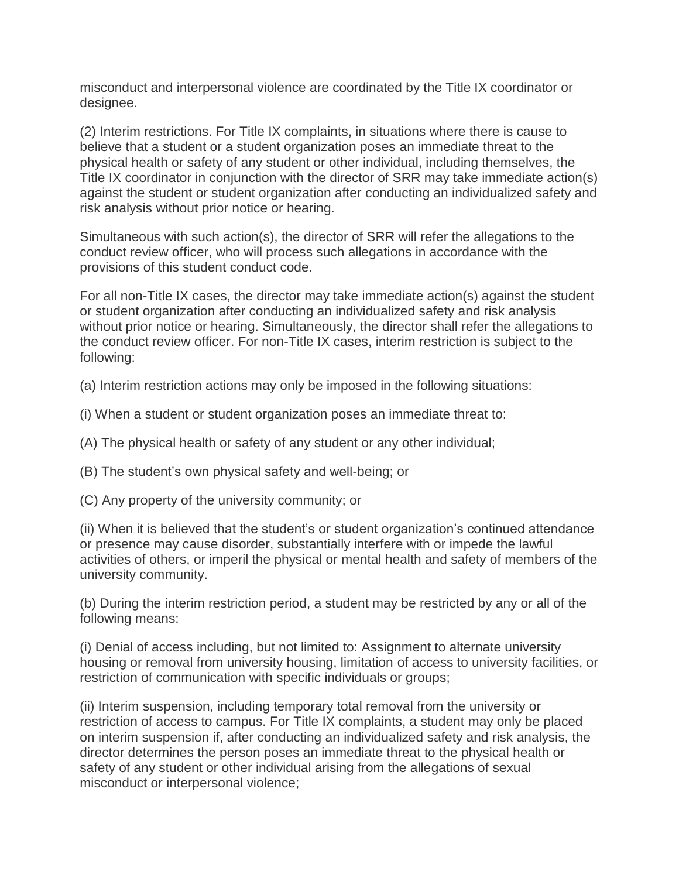misconduct and interpersonal violence are coordinated by the Title IX coordinator or designee.

(2) Interim restrictions. For Title IX complaints, in situations where there is cause to believe that a student or a student organization poses an immediate threat to the physical health or safety of any student or other individual, including themselves, the Title IX coordinator in conjunction with the director of SRR may take immediate action(s) against the student or student organization after conducting an individualized safety and risk analysis without prior notice or hearing.

Simultaneous with such action(s), the director of SRR will refer the allegations to the conduct review officer, who will process such allegations in accordance with the provisions of this student conduct code.

For all non-Title IX cases, the director may take immediate action(s) against the student or student organization after conducting an individualized safety and risk analysis without prior notice or hearing. Simultaneously, the director shall refer the allegations to the conduct review officer. For non-Title IX cases, interim restriction is subject to the following:

(a) Interim restriction actions may only be imposed in the following situations:

(i) When a student or student organization poses an immediate threat to:

(A) The physical health or safety of any student or any other individual;

(B) The student's own physical safety and well-being; or

(C) Any property of the university community; or

(ii) When it is believed that the student's or student organization's continued attendance or presence may cause disorder, substantially interfere with or impede the lawful activities of others, or imperil the physical or mental health and safety of members of the university community.

(b) During the interim restriction period, a student may be restricted by any or all of the following means:

(i) Denial of access including, but not limited to: Assignment to alternate university housing or removal from university housing, limitation of access to university facilities, or restriction of communication with specific individuals or groups;

(ii) Interim suspension, including temporary total removal from the university or restriction of access to campus. For Title IX complaints, a student may only be placed on interim suspension if, after conducting an individualized safety and risk analysis, the director determines the person poses an immediate threat to the physical health or safety of any student or other individual arising from the allegations of sexual misconduct or interpersonal violence;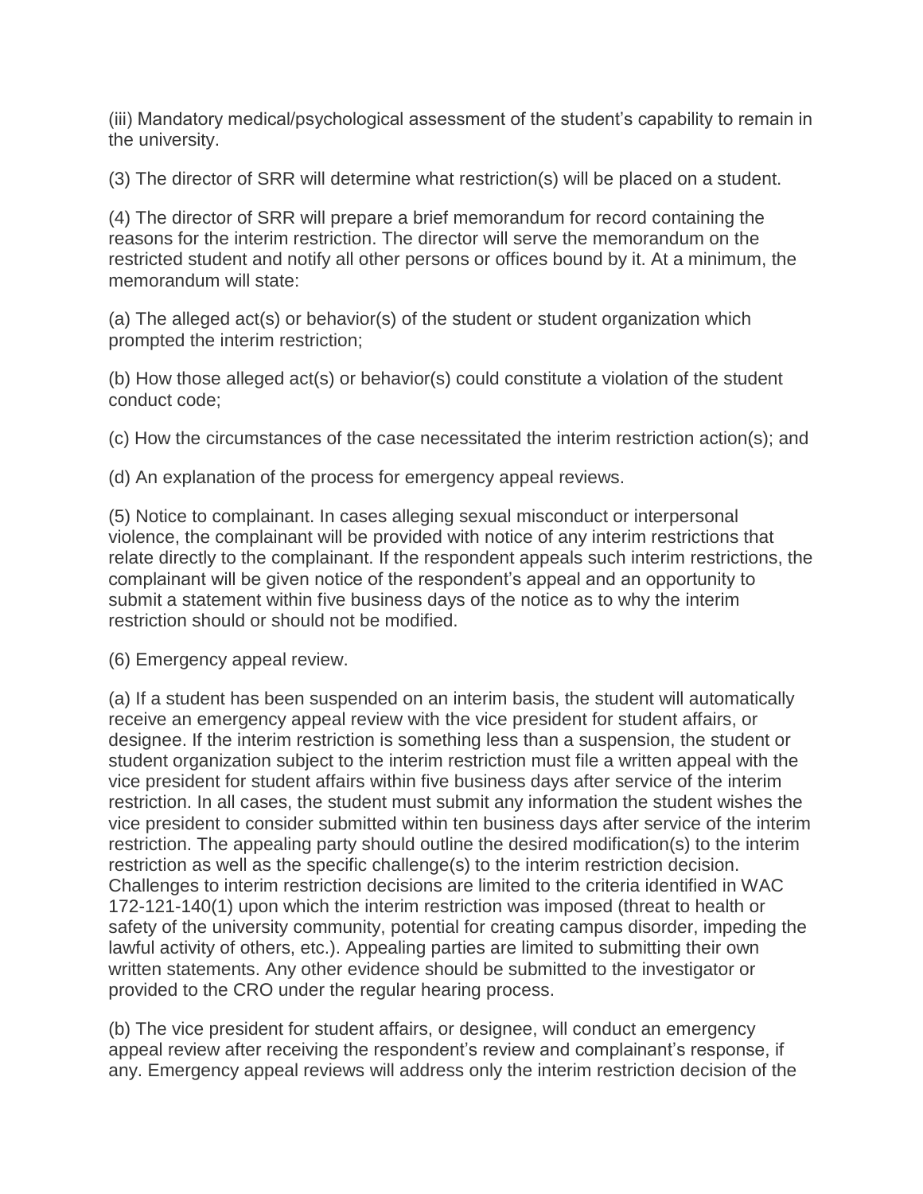(iii) Mandatory medical/psychological assessment of the student's capability to remain in the university.

(3) The director of SRR will determine what restriction(s) will be placed on a student.

(4) The director of SRR will prepare a brief memorandum for record containing the reasons for the interim restriction. The director will serve the memorandum on the restricted student and notify all other persons or offices bound by it. At a minimum, the memorandum will state:

(a) The alleged act(s) or behavior(s) of the student or student organization which prompted the interim restriction;

(b) How those alleged act(s) or behavior(s) could constitute a violation of the student conduct code;

(c) How the circumstances of the case necessitated the interim restriction action(s); and

(d) An explanation of the process for emergency appeal reviews.

(5) Notice to complainant. In cases alleging sexual misconduct or interpersonal violence, the complainant will be provided with notice of any interim restrictions that relate directly to the complainant. If the respondent appeals such interim restrictions, the complainant will be given notice of the respondent's appeal and an opportunity to submit a statement within five business days of the notice as to why the interim restriction should or should not be modified.

(6) Emergency appeal review.

(a) If a student has been suspended on an interim basis, the student will automatically receive an emergency appeal review with the vice president for student affairs, or designee. If the interim restriction is something less than a suspension, the student or student organization subject to the interim restriction must file a written appeal with the vice president for student affairs within five business days after service of the interim restriction. In all cases, the student must submit any information the student wishes the vice president to consider submitted within ten business days after service of the interim restriction. The appealing party should outline the desired modification(s) to the interim restriction as well as the specific challenge(s) to the interim restriction decision. Challenges to interim restriction decisions are limited to the criteria identified in WAC 172-121-140(1) upon which the interim restriction was imposed (threat to health or safety of the university community, potential for creating campus disorder, impeding the lawful activity of others, etc.). Appealing parties are limited to submitting their own written statements. Any other evidence should be submitted to the investigator or provided to the CRO under the regular hearing process.

(b) The vice president for student affairs, or designee, will conduct an emergency appeal review after receiving the respondent's review and complainant's response, if any. Emergency appeal reviews will address only the interim restriction decision of the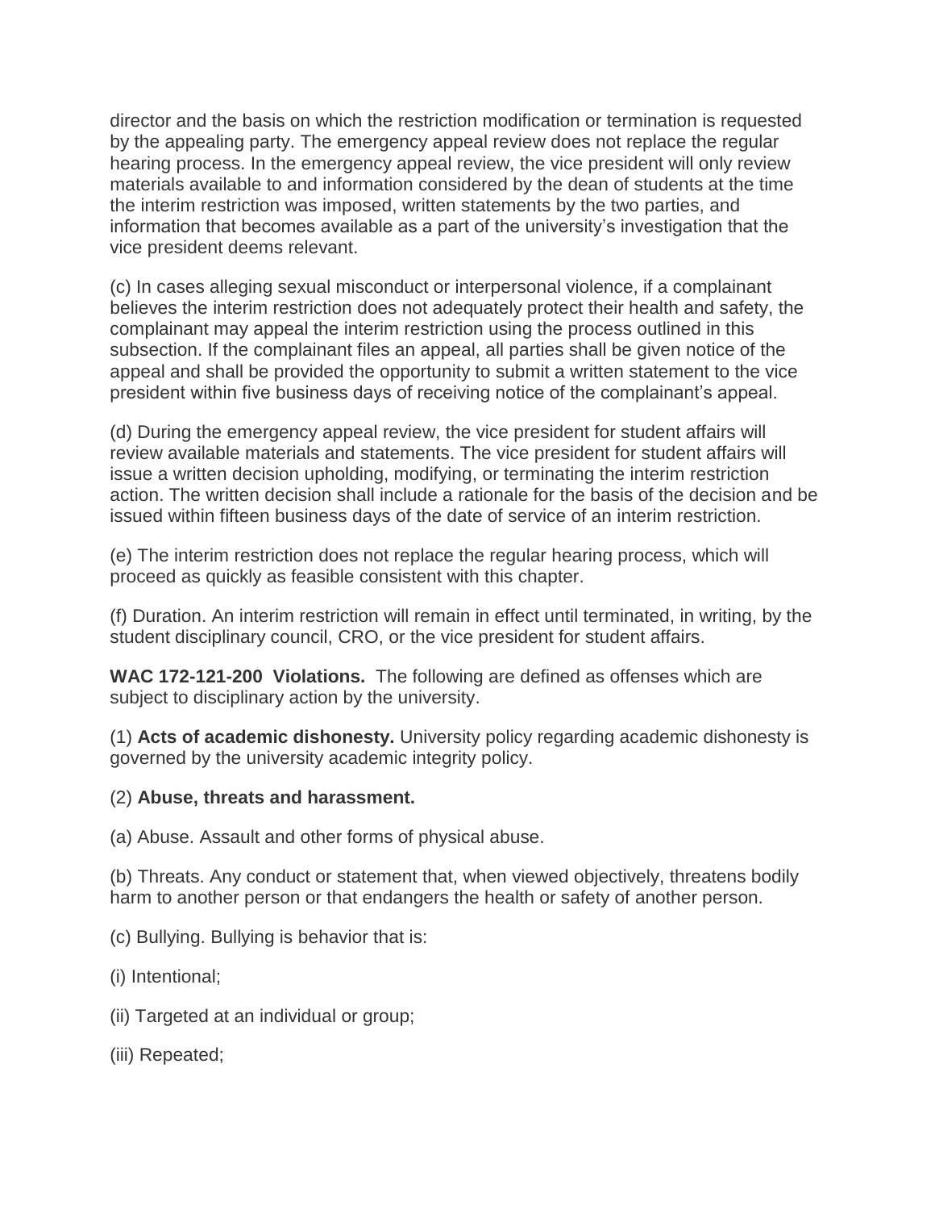director and the basis on which the restriction modification or termination is requested by the appealing party. The emergency appeal review does not replace the regular hearing process. In the emergency appeal review, the vice president will only review materials available to and information considered by the dean of students at the time the interim restriction was imposed, written statements by the two parties, and information that becomes available as a part of the university's investigation that the vice president deems relevant.

(c) In cases alleging sexual misconduct or interpersonal violence, if a complainant believes the interim restriction does not adequately protect their health and safety, the complainant may appeal the interim restriction using the process outlined in this subsection. If the complainant files an appeal, all parties shall be given notice of the appeal and shall be provided the opportunity to submit a written statement to the vice president within five business days of receiving notice of the complainant's appeal.

(d) During the emergency appeal review, the vice president for student affairs will review available materials and statements. The vice president for student affairs will issue a written decision upholding, modifying, or terminating the interim restriction action. The written decision shall include a rationale for the basis of the decision and be issued within fifteen business days of the date of service of an interim restriction.

(e) The interim restriction does not replace the regular hearing process, which will proceed as quickly as feasible consistent with this chapter.

(f) Duration. An interim restriction will remain in effect until terminated, in writing, by the student disciplinary council, CRO, or the vice president for student affairs.

**WAC 172-121-200 Violations.** The following are defined as offenses which are subject to disciplinary action by the university.

(1) **Acts of academic dishonesty.** University policy regarding academic dishonesty is governed by the university academic integrity policy.

(2) **Abuse, threats and harassment.**

(a) Abuse. Assault and other forms of physical abuse.

(b) Threats. Any conduct or statement that, when viewed objectively, threatens bodily harm to another person or that endangers the health or safety of another person.

(c) Bullying. Bullying is behavior that is:

(i) Intentional;

(ii) Targeted at an individual or group;

(iii) Repeated;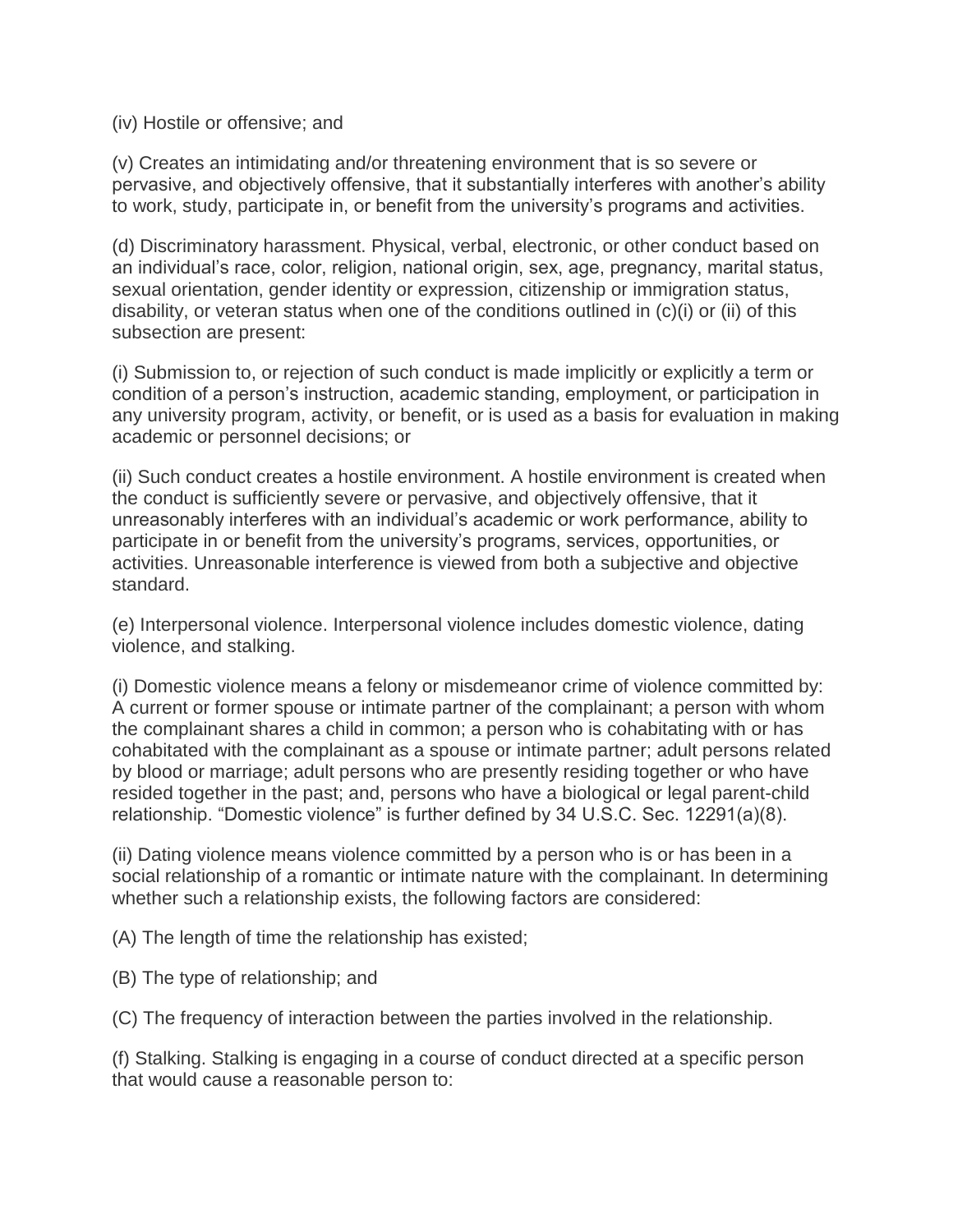(iv) Hostile or offensive; and

(v) Creates an intimidating and/or threatening environment that is so severe or pervasive, and objectively offensive, that it substantially interferes with another's ability to work, study, participate in, or benefit from the university's programs and activities.

(d) Discriminatory harassment. Physical, verbal, electronic, or other conduct based on an individual's race, color, religion, national origin, sex, age, pregnancy, marital status, sexual orientation, gender identity or expression, citizenship or immigration status, disability, or veteran status when one of the conditions outlined in (c)(i) or (ii) of this subsection are present:

(i) Submission to, or rejection of such conduct is made implicitly or explicitly a term or condition of a person's instruction, academic standing, employment, or participation in any university program, activity, or benefit, or is used as a basis for evaluation in making academic or personnel decisions; or

(ii) Such conduct creates a hostile environment. A hostile environment is created when the conduct is sufficiently severe or pervasive, and objectively offensive, that it unreasonably interferes with an individual's academic or work performance, ability to participate in or benefit from the university's programs, services, opportunities, or activities. Unreasonable interference is viewed from both a subjective and objective standard.

(e) Interpersonal violence. Interpersonal violence includes domestic violence, dating violence, and stalking.

(i) Domestic violence means a felony or misdemeanor crime of violence committed by: A current or former spouse or intimate partner of the complainant; a person with whom the complainant shares a child in common; a person who is cohabitating with or has cohabitated with the complainant as a spouse or intimate partner; adult persons related by blood or marriage; adult persons who are presently residing together or who have resided together in the past; and, persons who have a biological or legal parent-child relationship. "Domestic violence" is further defined by 34 U.S.C. Sec. 12291(a)(8).

(ii) Dating violence means violence committed by a person who is or has been in a social relationship of a romantic or intimate nature with the complainant. In determining whether such a relationship exists, the following factors are considered:

(A) The length of time the relationship has existed;

(B) The type of relationship; and

(C) The frequency of interaction between the parties involved in the relationship.

(f) Stalking. Stalking is engaging in a course of conduct directed at a specific person that would cause a reasonable person to: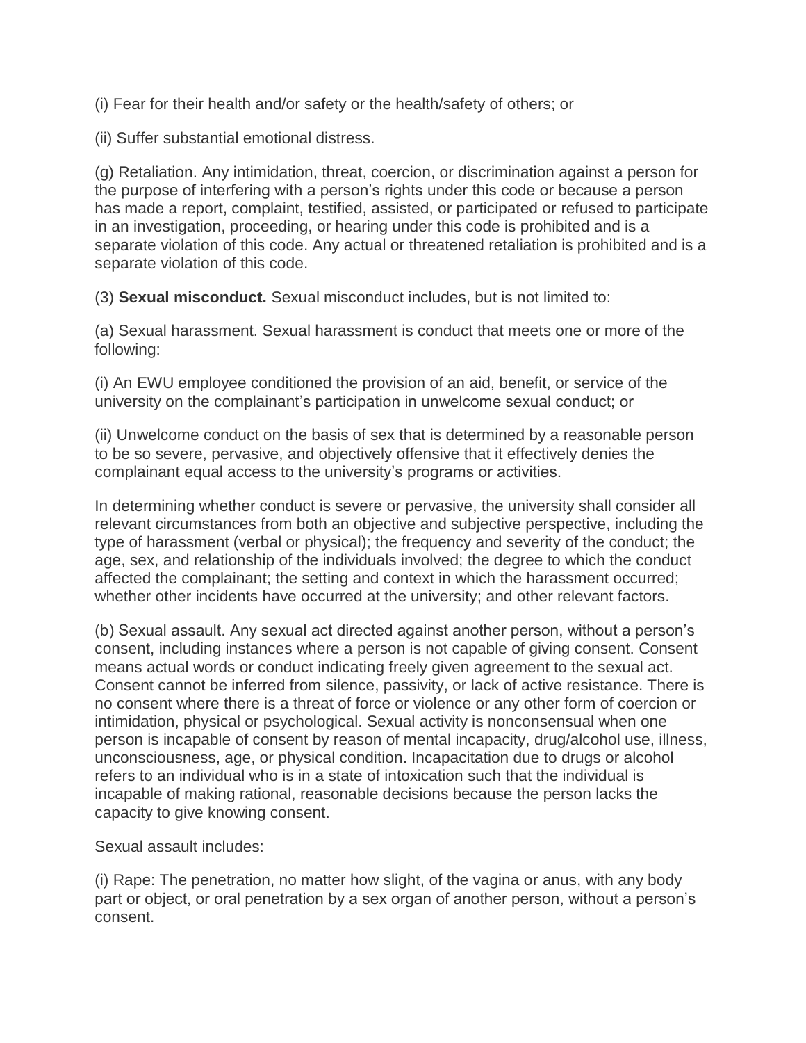(i) Fear for their health and/or safety or the health/safety of others; or

(ii) Suffer substantial emotional distress.

(g) Retaliation. Any intimidation, threat, coercion, or discrimination against a person for the purpose of interfering with a person's rights under this code or because a person has made a report, complaint, testified, assisted, or participated or refused to participate in an investigation, proceeding, or hearing under this code is prohibited and is a separate violation of this code. Any actual or threatened retaliation is prohibited and is a separate violation of this code.

(3) **Sexual misconduct.** Sexual misconduct includes, but is not limited to:

(a) Sexual harassment. Sexual harassment is conduct that meets one or more of the following:

(i) An EWU employee conditioned the provision of an aid, benefit, or service of the university on the complainant's participation in unwelcome sexual conduct; or

(ii) Unwelcome conduct on the basis of sex that is determined by a reasonable person to be so severe, pervasive, and objectively offensive that it effectively denies the complainant equal access to the university's programs or activities.

In determining whether conduct is severe or pervasive, the university shall consider all relevant circumstances from both an objective and subjective perspective, including the type of harassment (verbal or physical); the frequency and severity of the conduct; the age, sex, and relationship of the individuals involved; the degree to which the conduct affected the complainant; the setting and context in which the harassment occurred; whether other incidents have occurred at the university; and other relevant factors.

(b) Sexual assault. Any sexual act directed against another person, without a person's consent, including instances where a person is not capable of giving consent. Consent means actual words or conduct indicating freely given agreement to the sexual act. Consent cannot be inferred from silence, passivity, or lack of active resistance. There is no consent where there is a threat of force or violence or any other form of coercion or intimidation, physical or psychological. Sexual activity is nonconsensual when one person is incapable of consent by reason of mental incapacity, drug/alcohol use, illness, unconsciousness, age, or physical condition. Incapacitation due to drugs or alcohol refers to an individual who is in a state of intoxication such that the individual is incapable of making rational, reasonable decisions because the person lacks the capacity to give knowing consent.

Sexual assault includes:

(i) Rape: The penetration, no matter how slight, of the vagina or anus, with any body part or object, or oral penetration by a sex organ of another person, without a person's consent.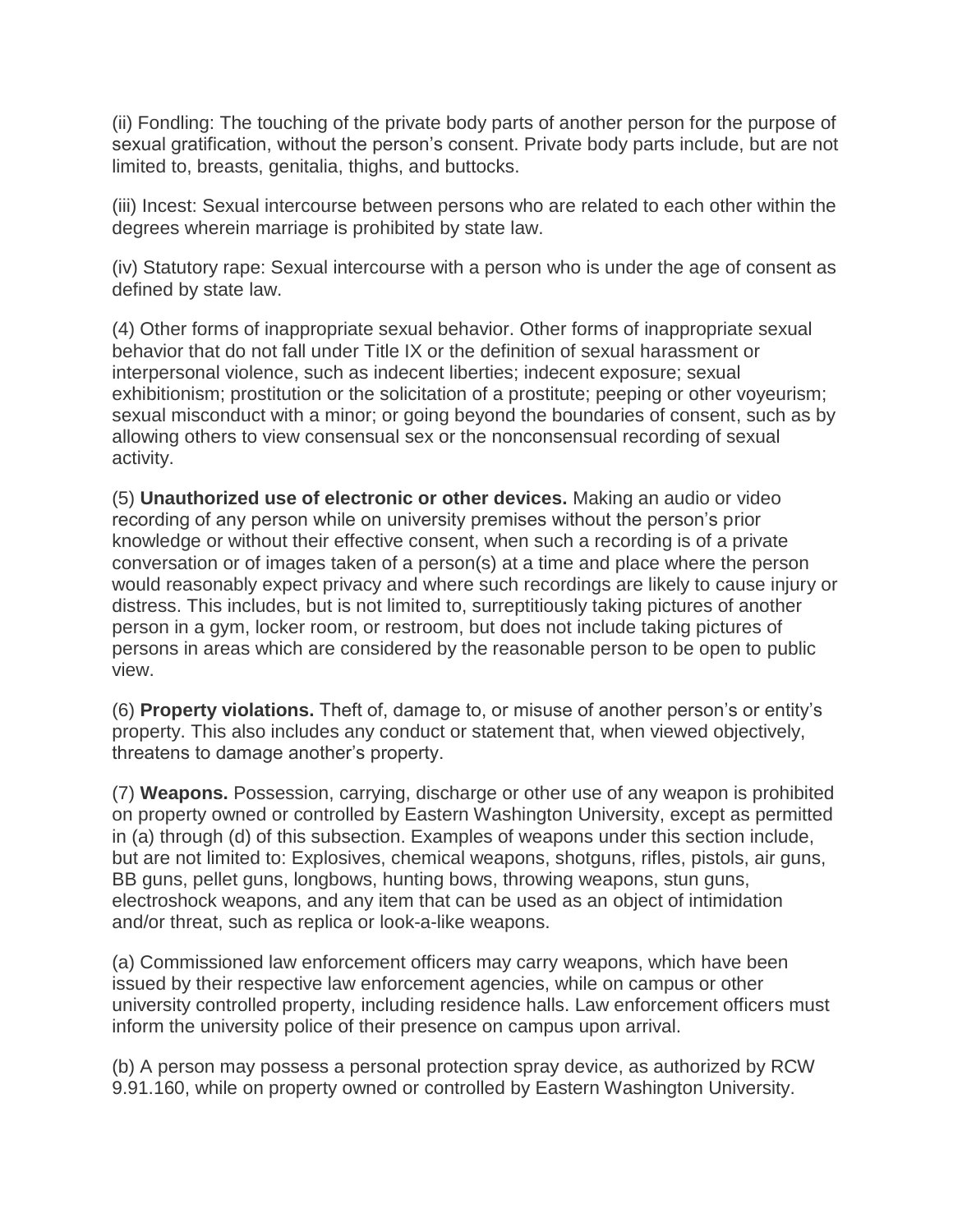(ii) Fondling: The touching of the private body parts of another person for the purpose of sexual gratification, without the person's consent. Private body parts include, but are not limited to, breasts, genitalia, thighs, and buttocks.

(iii) Incest: Sexual intercourse between persons who are related to each other within the degrees wherein marriage is prohibited by state law.

(iv) Statutory rape: Sexual intercourse with a person who is under the age of consent as defined by state law.

(4) Other forms of inappropriate sexual behavior. Other forms of inappropriate sexual behavior that do not fall under Title IX or the definition of sexual harassment or interpersonal violence, such as indecent liberties; indecent exposure; sexual exhibitionism; prostitution or the solicitation of a prostitute; peeping or other voyeurism; sexual misconduct with a minor; or going beyond the boundaries of consent, such as by allowing others to view consensual sex or the nonconsensual recording of sexual activity.

(5) **Unauthorized use of electronic or other devices.** Making an audio or video recording of any person while on university premises without the person's prior knowledge or without their effective consent, when such a recording is of a private conversation or of images taken of a person(s) at a time and place where the person would reasonably expect privacy and where such recordings are likely to cause injury or distress. This includes, but is not limited to, surreptitiously taking pictures of another person in a gym, locker room, or restroom, but does not include taking pictures of persons in areas which are considered by the reasonable person to be open to public view.

(6) **Property violations.** Theft of, damage to, or misuse of another person's or entity's property. This also includes any conduct or statement that, when viewed objectively, threatens to damage another's property.

(7) **Weapons.** Possession, carrying, discharge or other use of any weapon is prohibited on property owned or controlled by Eastern Washington University, except as permitted in (a) through (d) of this subsection. Examples of weapons under this section include, but are not limited to: Explosives, chemical weapons, shotguns, rifles, pistols, air guns, BB guns, pellet guns, longbows, hunting bows, throwing weapons, stun guns, electroshock weapons, and any item that can be used as an object of intimidation and/or threat, such as replica or look-a-like weapons.

(a) Commissioned law enforcement officers may carry weapons, which have been issued by their respective law enforcement agencies, while on campus or other university controlled property, including residence halls. Law enforcement officers must inform the university police of their presence on campus upon arrival.

(b) A person may possess a personal protection spray device, as authorized by RCW 9.91.160, while on property owned or controlled by Eastern Washington University.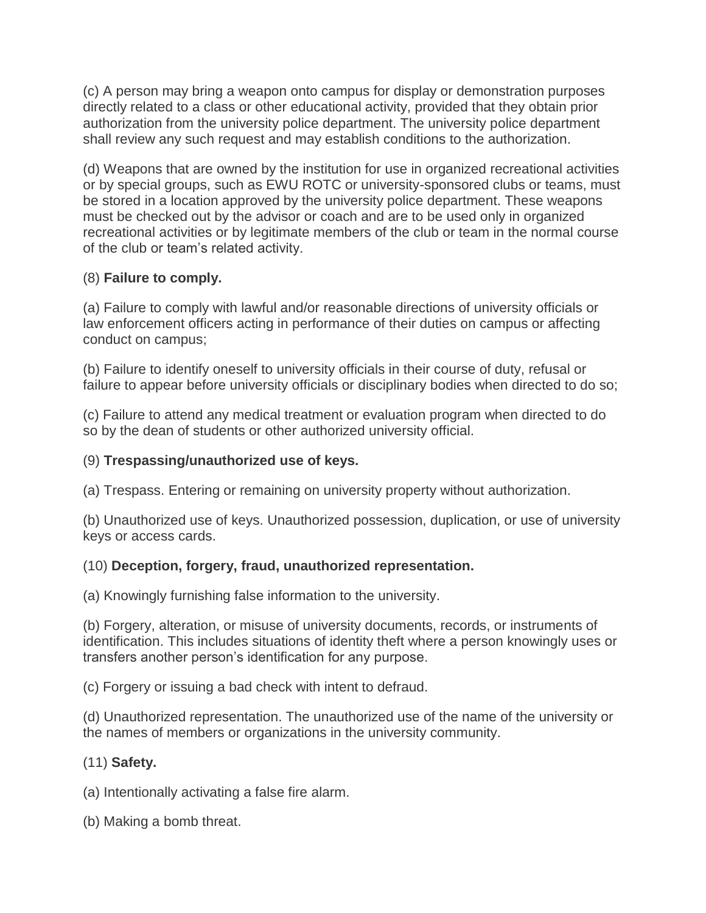(c) A person may bring a weapon onto campus for display or demonstration purposes directly related to a class or other educational activity, provided that they obtain prior authorization from the university police department. The university police department shall review any such request and may establish conditions to the authorization.

(d) Weapons that are owned by the institution for use in organized recreational activities or by special groups, such as EWU ROTC or university-sponsored clubs or teams, must be stored in a location approved by the university police department. These weapons must be checked out by the advisor or coach and are to be used only in organized recreational activities or by legitimate members of the club or team in the normal course of the club or team's related activity.

(8) **Failure to comply.**

(a) Failure to comply with lawful and/or reasonable directions of university officials or law enforcement officers acting in performance of their duties on campus or affecting conduct on campus;

(b) Failure to identify oneself to university officials in their course of duty, refusal or failure to appear before university officials or disciplinary bodies when directed to do so;

(c) Failure to attend any medical treatment or evaluation program when directed to do so by the dean of students or other authorized university official.

(9) **Trespassing/unauthorized use of keys.**

(a) Trespass. Entering or remaining on university property without authorization.

(b) Unauthorized use of keys. Unauthorized possession, duplication, or use of university keys or access cards.

(10) **Deception, forgery, fraud, unauthorized representation.**

(a) Knowingly furnishing false information to the university.

(b) Forgery, alteration, or misuse of university documents, records, or instruments of identification. This includes situations of identity theft where a person knowingly uses or transfers another person's identification for any purpose.

(c) Forgery or issuing a bad check with intent to defraud.

(d) Unauthorized representation. The unauthorized use of the name of the university or the names of members or organizations in the university community.

(11) **Safety.**

(a) Intentionally activating a false fire alarm.

(b) Making a bomb threat.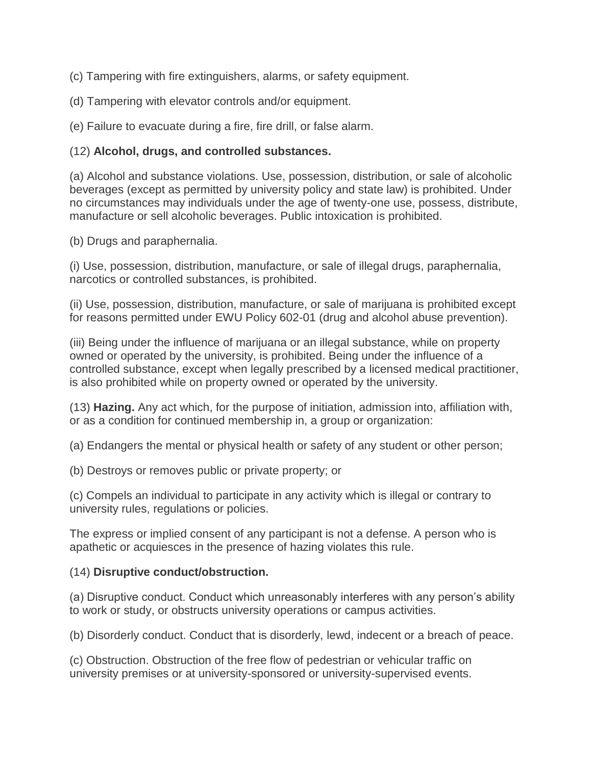(c) Tampering with fire extinguishers, alarms, or safety equipment.

(d) Tampering with elevator controls and/or equipment.

(e) Failure to evacuate during a fire, fire drill, or false alarm.

(12) **Alcohol, drugs, and controlled substances.**

(a) Alcohol and substance violations. Use, possession, distribution, or sale of alcoholic beverages (except as permitted by university policy and state law) is prohibited. Under no circumstances may individuals under the age of twenty-one use, possess, distribute, manufacture or sell alcoholic beverages. Public intoxication is prohibited.

(b) Drugs and paraphernalia.

(i) Use, possession, distribution, manufacture, or sale of illegal drugs, paraphernalia, narcotics or controlled substances, is prohibited.

(ii) Use, possession, distribution, manufacture, or sale of marijuana is prohibited except for reasons permitted under EWU Policy 602-01 (drug and alcohol abuse prevention).

(iii) Being under the influence of marijuana or an illegal substance, while on property owned or operated by the university, is prohibited. Being under the influence of a controlled substance, except when legally prescribed by a licensed medical practitioner, is also prohibited while on property owned or operated by the university.

(13) **Hazing.** Any act which, for the purpose of initiation, admission into, affiliation with, or as a condition for continued membership in, a group or organization:

(a) Endangers the mental or physical health or safety of any student or other person;

(b) Destroys or removes public or private property; or

(c) Compels an individual to participate in any activity which is illegal or contrary to university rules, regulations or policies.

The express or implied consent of any participant is not a defense. A person who is apathetic or acquiesces in the presence of hazing violates this rule.

(14) **Disruptive conduct/obstruction.**

(a) Disruptive conduct. Conduct which unreasonably interferes with any person's ability to work or study, or obstructs university operations or campus activities.

(b) Disorderly conduct. Conduct that is disorderly, lewd, indecent or a breach of peace.

(c) Obstruction. Obstruction of the free flow of pedestrian or vehicular traffic on university premises or at university-sponsored or university-supervised events.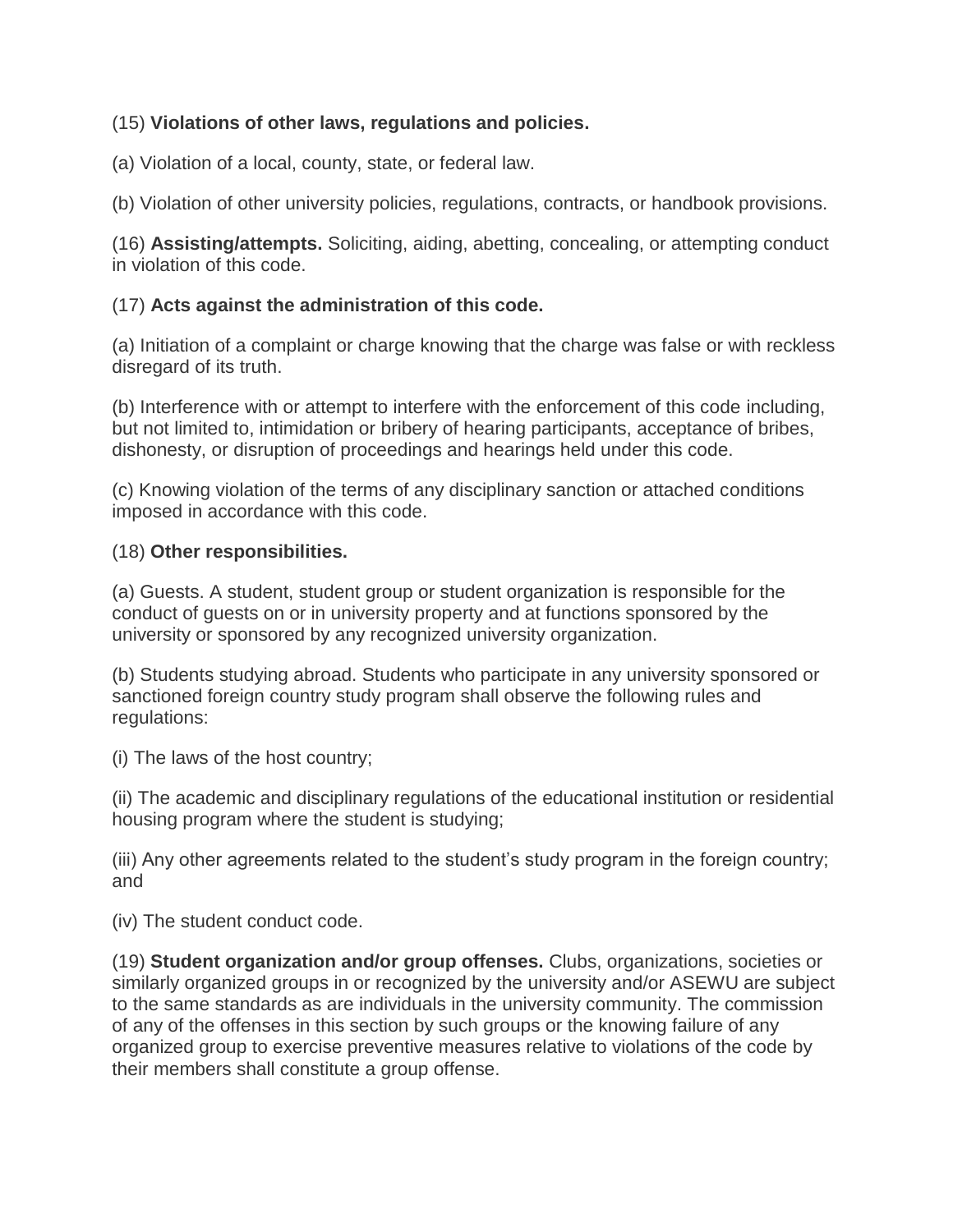(15) **Violations of other laws, regulations and policies.**

(a) Violation of a local, county, state, or federal law.

(b) Violation of other university policies, regulations, contracts, or handbook provisions.

(16) **Assisting/attempts.** Soliciting, aiding, abetting, concealing, or attempting conduct in violation of this code.

(17) **Acts against the administration of this code.**

(a) Initiation of a complaint or charge knowing that the charge was false or with reckless disregard of its truth.

(b) Interference with or attempt to interfere with the enforcement of this code including, but not limited to, intimidation or bribery of hearing participants, acceptance of bribes, dishonesty, or disruption of proceedings and hearings held under this code.

(c) Knowing violation of the terms of any disciplinary sanction or attached conditions imposed in accordance with this code.

(18) **Other responsibilities.**

(a) Guests. A student, student group or student organization is responsible for the conduct of guests on or in university property and at functions sponsored by the university or sponsored by any recognized university organization.

(b) Students studying abroad. Students who participate in any university sponsored or sanctioned foreign country study program shall observe the following rules and regulations:

(i) The laws of the host country;

(ii) The academic and disciplinary regulations of the educational institution or residential housing program where the student is studying;

(iii) Any other agreements related to the student's study program in the foreign country; and

(iv) The student conduct code.

(19) **Student organization and/or group offenses.** Clubs, organizations, societies or similarly organized groups in or recognized by the university and/or ASEWU are subject to the same standards as are individuals in the university community. The commission of any of the offenses in this section by such groups or the knowing failure of any organized group to exercise preventive measures relative to violations of the code by their members shall constitute a group offense.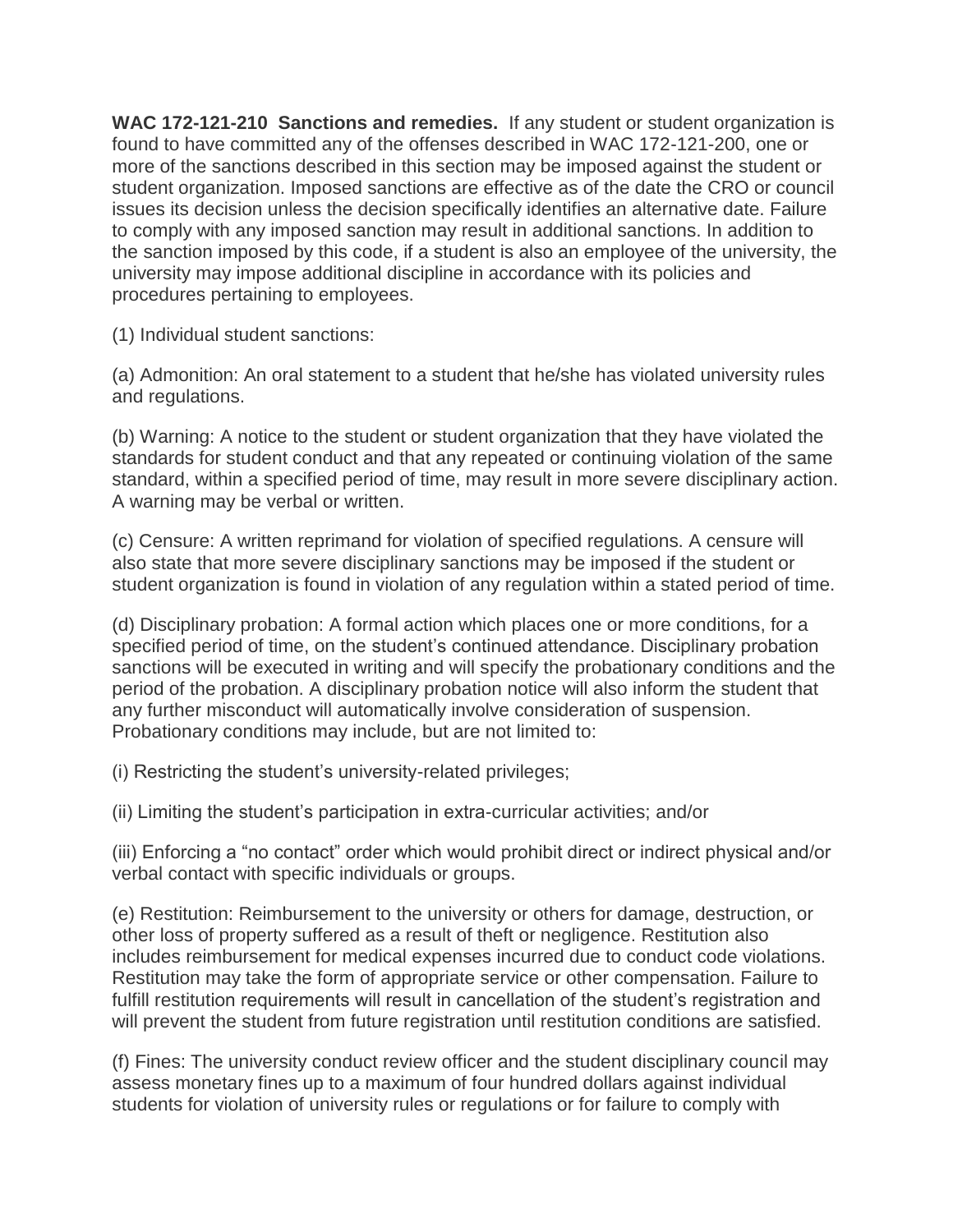**WAC 172-121-210 Sanctions and remedies.** If any student or student organization is found to have committed any of the offenses described in WAC 172-121-200, one or more of the sanctions described in this section may be imposed against the student or student organization. Imposed sanctions are effective as of the date the CRO or council issues its decision unless the decision specifically identifies an alternative date. Failure to comply with any imposed sanction may result in additional sanctions. In addition to the sanction imposed by this code, if a student is also an employee of the university, the university may impose additional discipline in accordance with its policies and procedures pertaining to employees.

(1) Individual student sanctions:

(a) Admonition: An oral statement to a student that he/she has violated university rules and regulations.

(b) Warning: A notice to the student or student organization that they have violated the standards for student conduct and that any repeated or continuing violation of the same standard, within a specified period of time, may result in more severe disciplinary action. A warning may be verbal or written.

(c) Censure: A written reprimand for violation of specified regulations. A censure will also state that more severe disciplinary sanctions may be imposed if the student or student organization is found in violation of any regulation within a stated period of time.

(d) Disciplinary probation: A formal action which places one or more conditions, for a specified period of time, on the student's continued attendance. Disciplinary probation sanctions will be executed in writing and will specify the probationary conditions and the period of the probation. A disciplinary probation notice will also inform the student that any further misconduct will automatically involve consideration of suspension. Probationary conditions may include, but are not limited to:

(i) Restricting the student's university-related privileges;

(ii) Limiting the student's participation in extra-curricular activities; and/or

(iii) Enforcing a "no contact" order which would prohibit direct or indirect physical and/or verbal contact with specific individuals or groups.

(e) Restitution: Reimbursement to the university or others for damage, destruction, or other loss of property suffered as a result of theft or negligence. Restitution also includes reimbursement for medical expenses incurred due to conduct code violations. Restitution may take the form of appropriate service or other compensation. Failure to fulfill restitution requirements will result in cancellation of the student's registration and will prevent the student from future registration until restitution conditions are satisfied.

(f) Fines: The university conduct review officer and the student disciplinary council may assess monetary fines up to a maximum of four hundred dollars against individual students for violation of university rules or regulations or for failure to comply with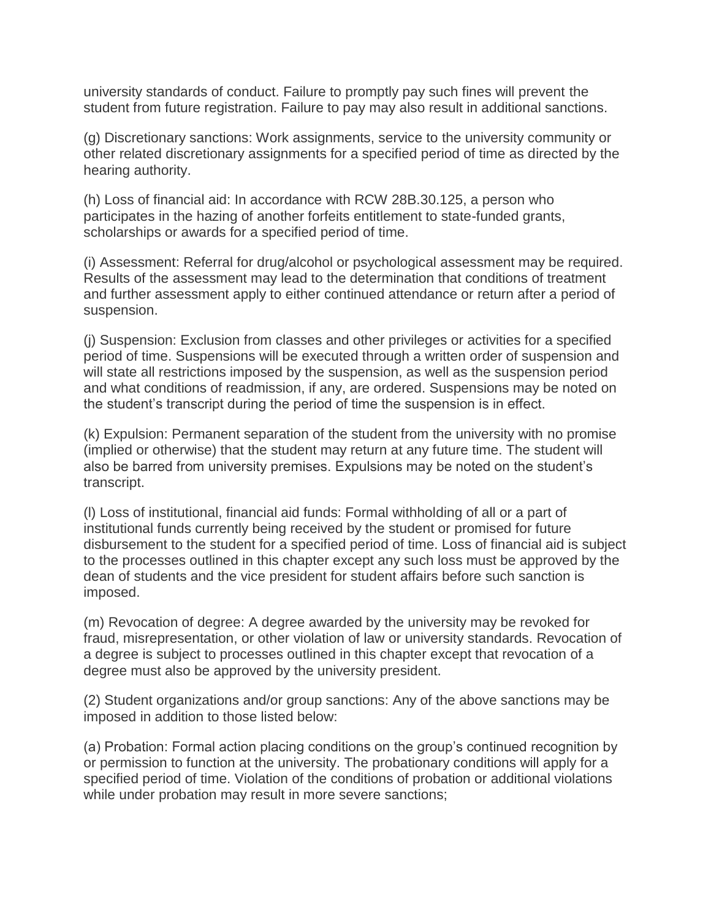university standards of conduct. Failure to promptly pay such fines will prevent the student from future registration. Failure to pay may also result in additional sanctions.

(g) Discretionary sanctions: Work assignments, service to the university community or other related discretionary assignments for a specified period of time as directed by the hearing authority.

(h) Loss of financial aid: In accordance with RCW 28B.30.125, a person who participates in the hazing of another forfeits entitlement to state-funded grants, scholarships or awards for a specified period of time.

(i) Assessment: Referral for drug/alcohol or psychological assessment may be required. Results of the assessment may lead to the determination that conditions of treatment and further assessment apply to either continued attendance or return after a period of suspension.

(j) Suspension: Exclusion from classes and other privileges or activities for a specified period of time. Suspensions will be executed through a written order of suspension and will state all restrictions imposed by the suspension, as well as the suspension period and what conditions of readmission, if any, are ordered. Suspensions may be noted on the student's transcript during the period of time the suspension is in effect.

(k) Expulsion: Permanent separation of the student from the university with no promise (implied or otherwise) that the student may return at any future time. The student will also be barred from university premises. Expulsions may be noted on the student's transcript.

(l) Loss of institutional, financial aid funds: Formal withholding of all or a part of institutional funds currently being received by the student or promised for future disbursement to the student for a specified period of time. Loss of financial aid is subject to the processes outlined in this chapter except any such loss must be approved by the dean of students and the vice president for student affairs before such sanction is imposed.

(m) Revocation of degree: A degree awarded by the university may be revoked for fraud, misrepresentation, or other violation of law or university standards. Revocation of a degree is subject to processes outlined in this chapter except that revocation of a degree must also be approved by the university president.

(2) Student organizations and/or group sanctions: Any of the above sanctions may be imposed in addition to those listed below:

(a) Probation: Formal action placing conditions on the group's continued recognition by or permission to function at the university. The probationary conditions will apply for a specified period of time. Violation of the conditions of probation or additional violations while under probation may result in more severe sanctions;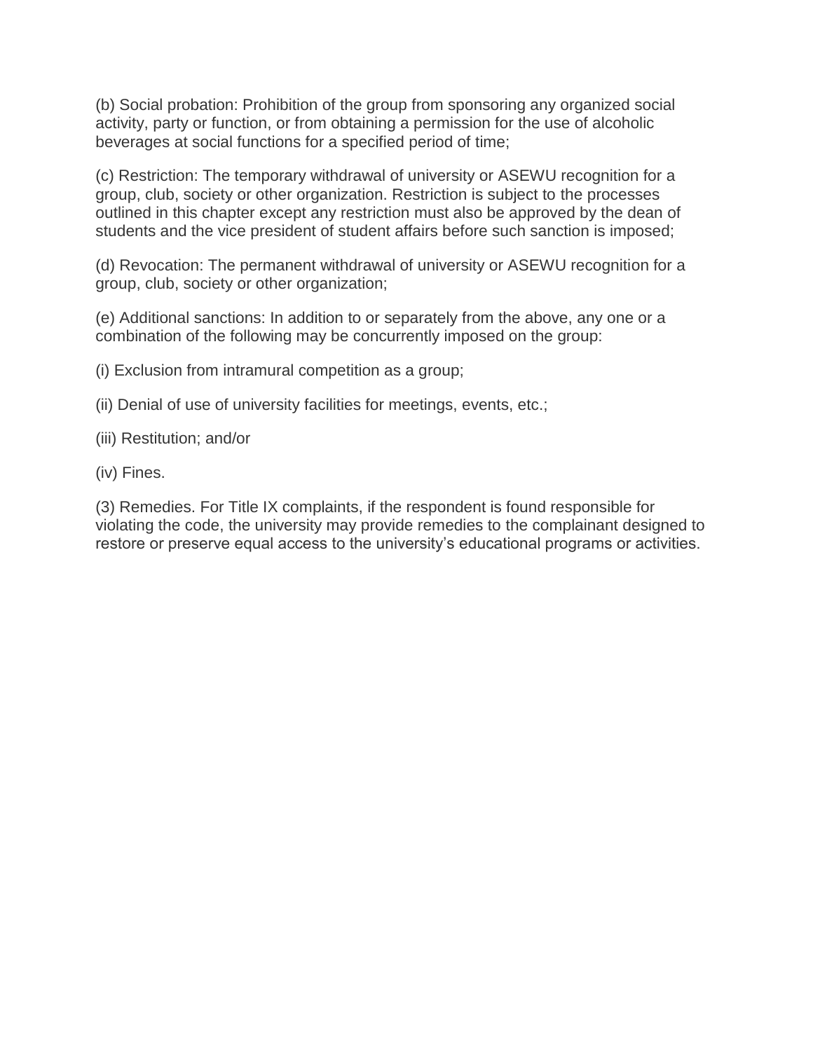(b) Social probation: Prohibition of the group from sponsoring any organized social activity, party or function, or from obtaining a permission for the use of alcoholic beverages at social functions for a specified period of time;

(c) Restriction: The temporary withdrawal of university or ASEWU recognition for a group, club, society or other organization. Restriction is subject to the processes outlined in this chapter except any restriction must also be approved by the dean of students and the vice president of student affairs before such sanction is imposed;

(d) Revocation: The permanent withdrawal of university or ASEWU recognition for a group, club, society or other organization;

(e) Additional sanctions: In addition to or separately from the above, any one or a combination of the following may be concurrently imposed on the group:

(i) Exclusion from intramural competition as a group;

(ii) Denial of use of university facilities for meetings, events, etc.;

(iii) Restitution; and/or

(iv) Fines.

(3) Remedies. For Title IX complaints, if the respondent is found responsible for violating the code, the university may provide remedies to the complainant designed to restore or preserve equal access to the university's educational programs or activities.